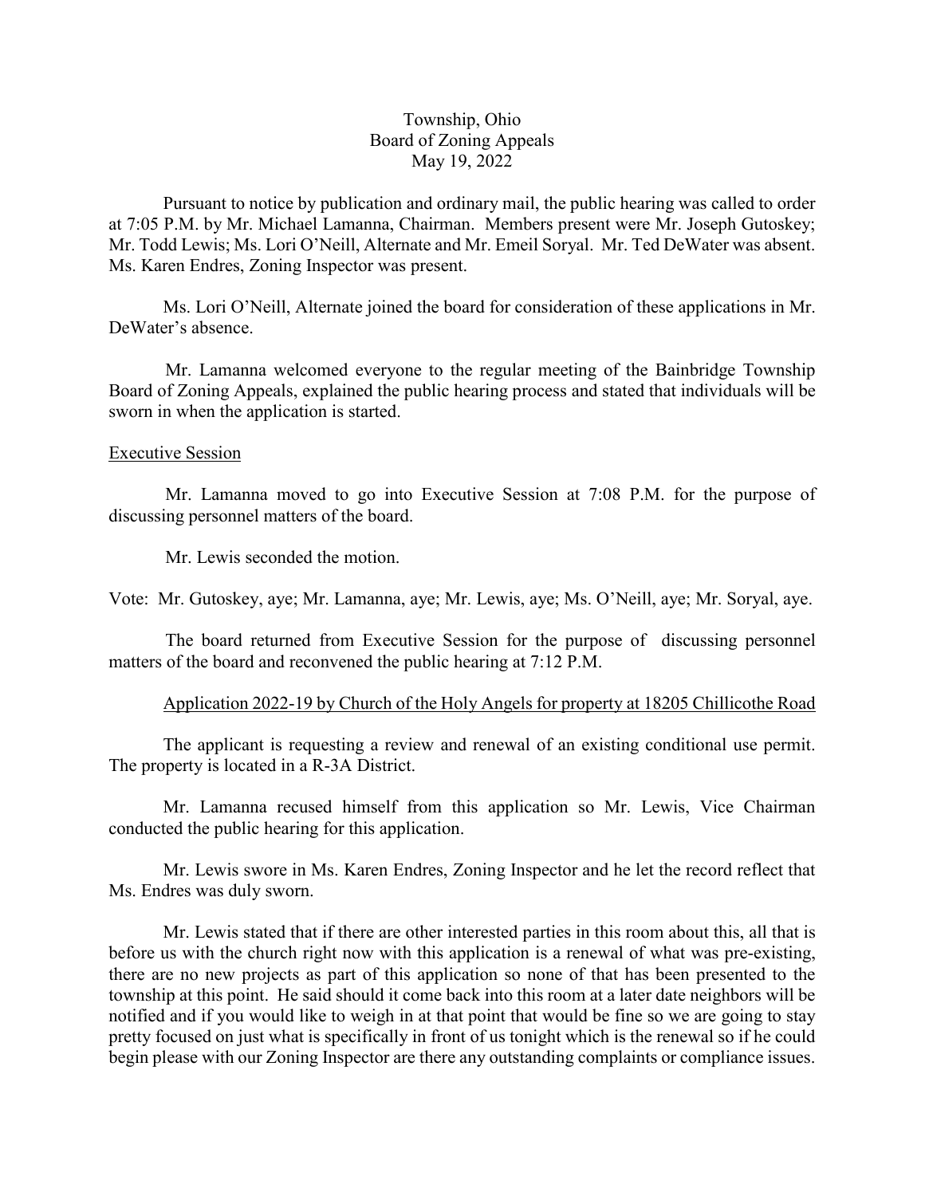Township, Ohio
Board of Zoning Appeals
May 19, 2022

Pursuant to notice by publication and ordinary mail, the public hearing was called to order at 7:05 P.M. by Mr. Michael Lamanna, Chairman. Members present were Mr. Joseph Gutoskey; Mr. Todd Lewis; Ms. Lori O'Neill, Alternate and Mr. Emeil Soryal. Mr. Ted DeWater was absent. Ms. Karen Endres, Zoning Inspector was present.

Ms. Lori O'Neill, Alternate joined the board for consideration of these applications in Mr. DeWater's absence.

Mr. Lamanna welcomed everyone to the regular meeting of the Bainbridge Township Board of Zoning Appeals, explained the public hearing process and stated that individuals will be sworn in when the application is started.

## Executive Session

Mr. Lamanna moved to go into Executive Session at 7:08 P.M. for the purpose of discussing personnel matters of the board.

Mr. Lewis seconded the motion.

Vote: Mr. Gutoskey, aye; Mr. Lamanna, aye; Mr. Lewis, aye; Ms. O'Neill, aye; Mr. Soryal, aye.

The board returned from Executive Session for the purpose of discussing personnel matters of the board and reconvened the public hearing at 7:12 P.M.

### Application 2022-19 by Church of the Holy Angels for property at 18205 Chillicothe Road

The applicant is requesting a review and renewal of an existing conditional use permit. The property is located in a R-3A District.

Mr. Lamanna recused himself from this application so Mr. Lewis, Vice Chairman conducted the public hearing for this application.

Mr. Lewis swore in Ms. Karen Endres, Zoning Inspector and he let the record reflect that Ms. Endres was duly sworn.

Mr. Lewis stated that if there are other interested parties in this room about this, all that is before us with the church right now with this application is a renewal of what was pre-existing, there are no new projects as part of this application so none of that has been presented to the township at this point. He said should it come back into this room at a later date neighbors will be notified and if you would like to weigh in at that point that would be fine so we are going to stay pretty focused on just what is specifically in front of us tonight which is the renewal so if he could begin please with our Zoning Inspector are there any outstanding complaints or compliance issues.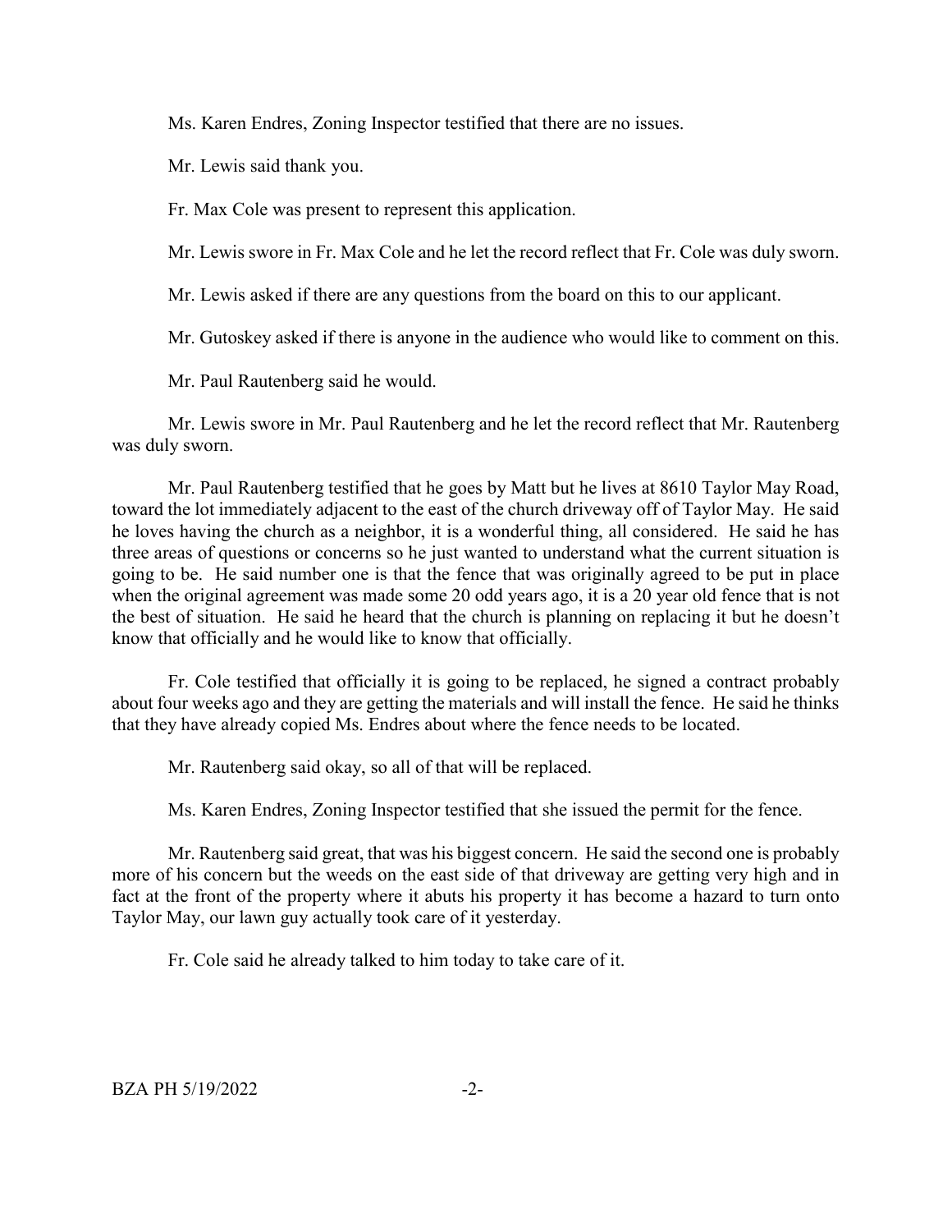Ms. Karen Endres, Zoning Inspector testified that there are no issues.

Mr. Lewis said thank you.

Fr. Max Cole was present to represent this application.

Mr. Lewis swore in Fr. Max Cole and he let the record reflect that Fr. Cole was duly sworn.

Mr. Lewis asked if there are any questions from the board on this to our applicant.

Mr. Gutoskey asked if there is anyone in the audience who would like to comment on this.

Mr. Paul Rautenberg said he would.

Mr. Lewis swore in Mr. Paul Rautenberg and he let the record reflect that Mr. Rautenberg was duly sworn.

Mr. Paul Rautenberg testified that he goes by Matt but he lives at 8610 Taylor May Road, toward the lot immediately adjacent to the east of the church driveway off of Taylor May. He said he loves having the church as a neighbor, it is a wonderful thing, all considered. He said he has three areas of questions or concerns so he just wanted to understand what the current situation is going to be. He said number one is that the fence that was originally agreed to be put in place when the original agreement was made some 20 odd years ago, it is a 20 year old fence that is not the best of situation. He said he heard that the church is planning on replacing it but he doesn't know that officially and he would like to know that officially.

Fr. Cole testified that officially it is going to be replaced, he signed a contract probably about four weeks ago and they are getting the materials and will install the fence. He said he thinks that they have already copied Ms. Endres about where the fence needs to be located.

Mr. Rautenberg said okay, so all of that will be replaced.

Ms. Karen Endres, Zoning Inspector testified that she issued the permit for the fence.

Mr. Rautenberg said great, that was his biggest concern. He said the second one is probably more of his concern but the weeds on the east side of that driveway are getting very high and in fact at the front of the property where it abuts his property it has become a hazard to turn onto Taylor May, our lawn guy actually took care of it yesterday.

Fr. Cole said he already talked to him today to take care of it.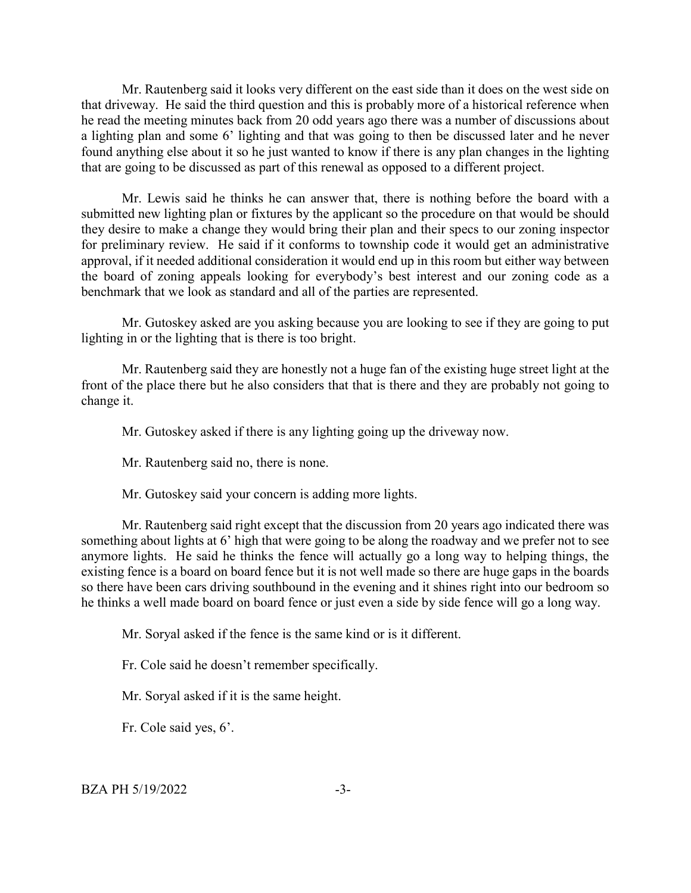Mr. Rautenberg said it looks very different on the east side than it does on the west side on that driveway. He said the third question and this is probably more of a historical reference when he read the meeting minutes back from 20 odd years ago there was a number of discussions about a lighting plan and some 6' lighting and that was going to then be discussed later and he never found anything else about it so he just wanted to know if there is any plan changes in the lighting that are going to be discussed as part of this renewal as opposed to a different project.

Mr. Lewis said he thinks he can answer that, there is nothing before the board with a submitted new lighting plan or fixtures by the applicant so the procedure on that would be should they desire to make a change they would bring their plan and their specs to our zoning inspector for preliminary review. He said if it conforms to township code it would get an administrative approval, if it needed additional consideration it would end up in this room but either way between the board of zoning appeals looking for everybody's best interest and our zoning code as a benchmark that we look as standard and all of the parties are represented.

Mr. Gutoskey asked are you asking because you are looking to see if they are going to put lighting in or the lighting that is there is too bright.

Mr. Rautenberg said they are honestly not a huge fan of the existing huge street light at the front of the place there but he also considers that that is there and they are probably not going to change it.

Mr. Gutoskey asked if there is any lighting going up the driveway now.

Mr. Rautenberg said no, there is none.

Mr. Gutoskey said your concern is adding more lights.

Mr. Rautenberg said right except that the discussion from 20 years ago indicated there was something about lights at 6' high that were going to be along the roadway and we prefer not to see anymore lights. He said he thinks the fence will actually go a long way to helping things, the existing fence is a board on board fence but it is not well made so there are huge gaps in the boards so there have been cars driving southbound in the evening and it shines right into our bedroom so he thinks a well made board on board fence or just even a side by side fence will go a long way.

Mr. Soryal asked if the fence is the same kind or is it different.

Fr. Cole said he doesn't remember specifically.

Mr. Soryal asked if it is the same height.

Fr. Cole said yes, 6'.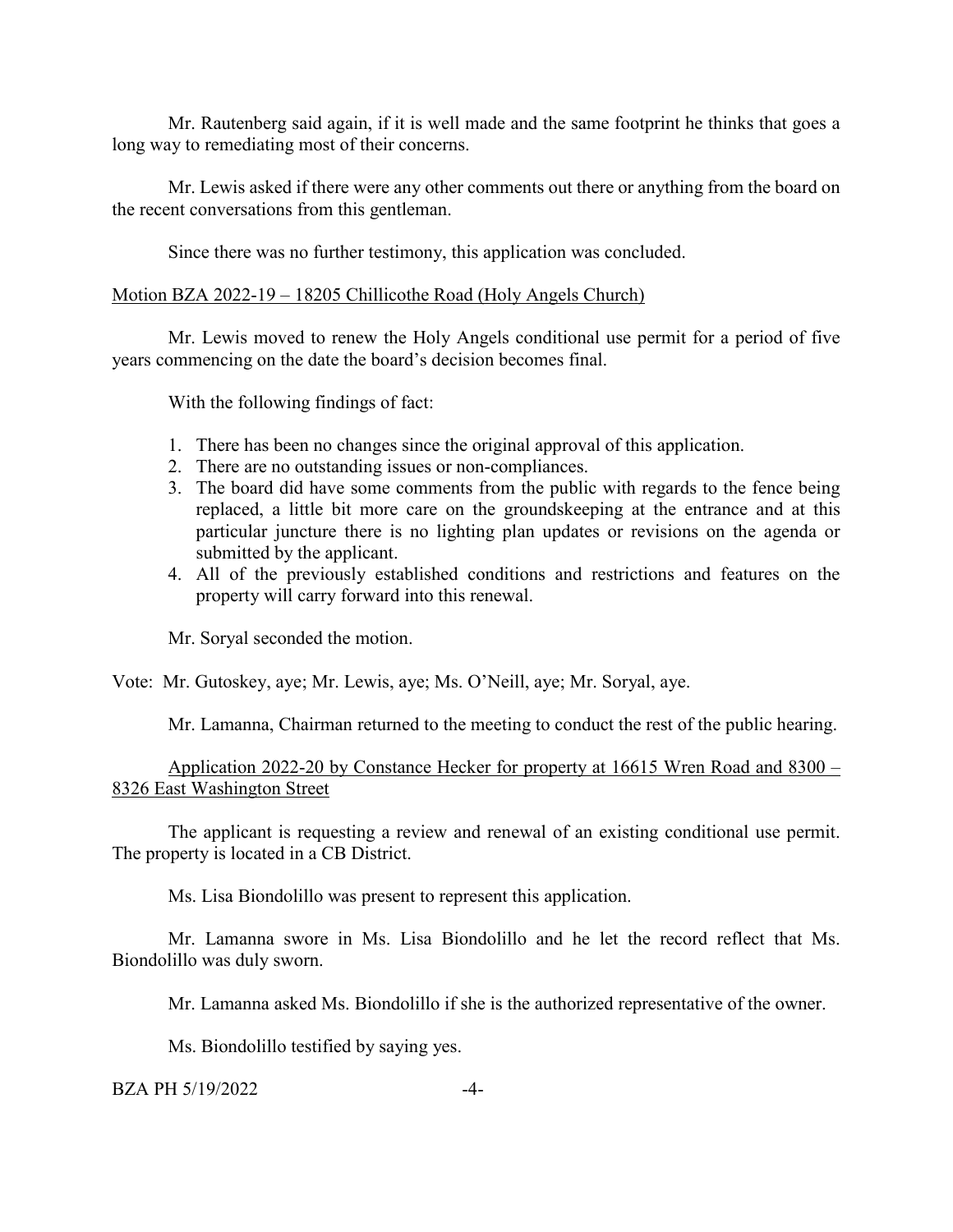Mr. Rautenberg said again, if it is well made and the same footprint he thinks that goes a long way to remediating most of their concerns.

Mr. Lewis asked if there were any other comments out there or anything from the board on the recent conversations from this gentleman.

Since there was no further testimony, this application was concluded.

<u>Motion BZA 2022-19 – 18205 Chillicothe Road (Holy Angels Church)</u>

Mr. Lewis moved to renew the Holy Angels conditional use permit for a period of five years commencing on the date the board's decision becomes final.

With the following findings of fact:

1. There has been no changes since the original approval of this application.
2. There are no outstanding issues or non-compliances.
3. The board did have some comments from the public with regards to the fence being replaced, a little bit more care on the groundskeeping at the entrance and at this particular juncture there is no lighting plan updates or revisions on the agenda or submitted by the applicant.
4. All of the previously established conditions and restrictions and features on the property will carry forward into this renewal.

Mr. Soryal seconded the motion.

Vote: Mr. Gutoskey, aye; Mr. Lewis, aye; Ms. O'Neill, aye; Mr. Soryal, aye.

Mr. Lamanna, Chairman returned to the meeting to conduct the rest of the public hearing.

<u>Application 2022-20 by Constance Hecker for property at 16615 Wren Road and 8300 – 8326 East Washington Street</u>

The applicant is requesting a review and renewal of an existing conditional use permit. The property is located in a CB District.

Ms. Lisa Biondolillo was present to represent this application.

Mr. Lamanna swore in Ms. Lisa Biondolillo and he let the record reflect that Ms. Biondolillo was duly sworn.

Mr. Lamanna asked Ms. Biondolillo if she is the authorized representative of the owner.

Ms. Biondolillo testified by saying yes.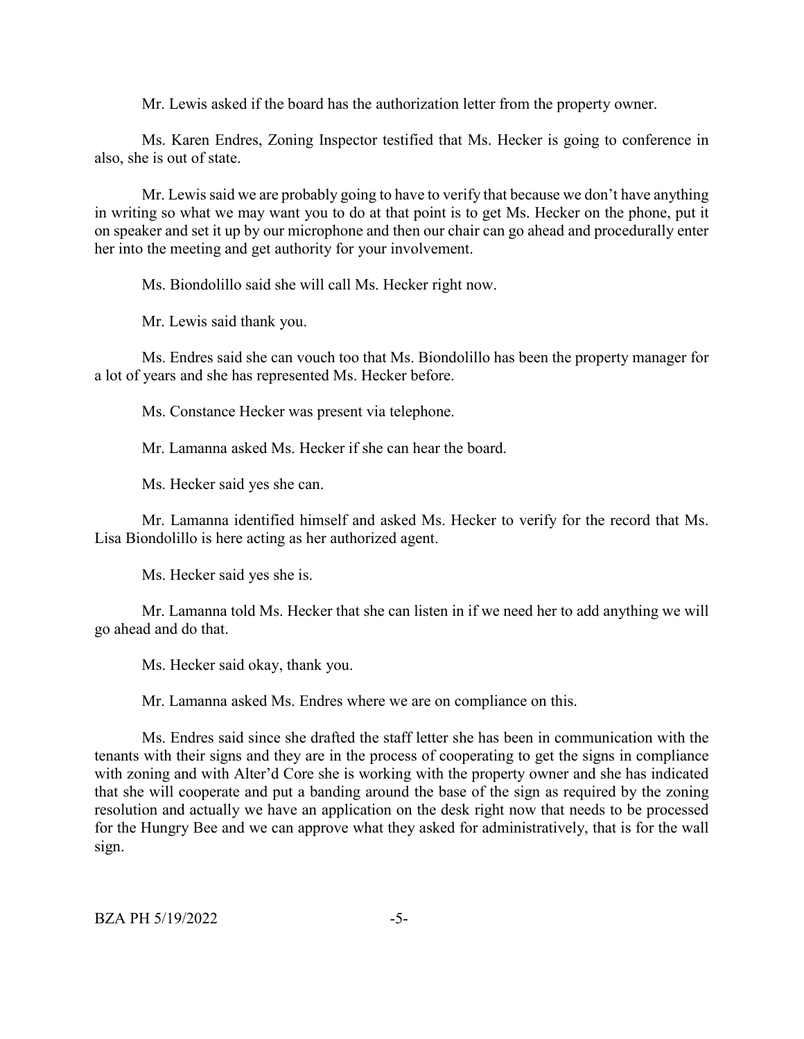Mr. Lewis asked if the board has the authorization letter from the property owner.

Ms. Karen Endres, Zoning Inspector testified that Ms. Hecker is going to conference in also, she is out of state.

Mr. Lewis said we are probably going to have to verify that because we don't have anything in writing so what we may want you to do at that point is to get Ms. Hecker on the phone, put it on speaker and set it up by our microphone and then our chair can go ahead and procedurally enter her into the meeting and get authority for your involvement.

Ms. Biondolillo said she will call Ms. Hecker right now.

Mr. Lewis said thank you.

Ms. Endres said she can vouch too that Ms. Biondolillo has been the property manager for a lot of years and she has represented Ms. Hecker before.

Ms. Constance Hecker was present via telephone.

Mr. Lamanna asked Ms. Hecker if she can hear the board.

Ms. Hecker said yes she can.

Mr. Lamanna identified himself and asked Ms. Hecker to verify for the record that Ms. Lisa Biondolillo is here acting as her authorized agent.

Ms. Hecker said yes she is.

Mr. Lamanna told Ms. Hecker that she can listen in if we need her to add anything we will go ahead and do that.

Ms. Hecker said okay, thank you.

Mr. Lamanna asked Ms. Endres where we are on compliance on this.

Ms. Endres said since she drafted the staff letter she has been in communication with the tenants with their signs and they are in the process of cooperating to get the signs in compliance with zoning and with Alter'd Core she is working with the property owner and she has indicated that she will cooperate and put a banding around the base of the sign as required by the zoning resolution and actually we have an application on the desk right now that needs to be processed for the Hungry Bee and we can approve what they asked for administratively, that is for the wall sign.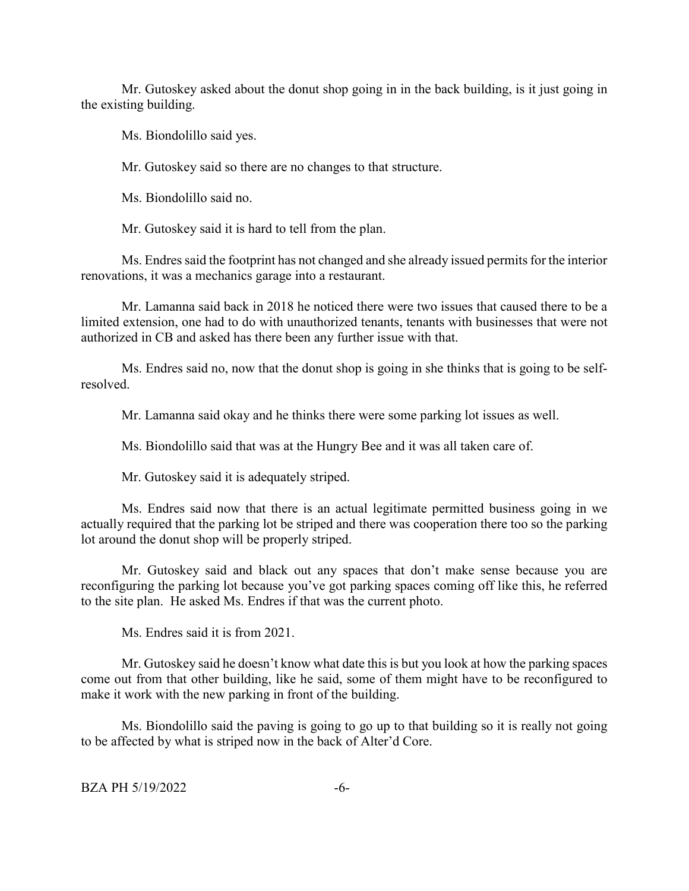Mr. Gutoskey asked about the donut shop going in in the back building, is it just going in the existing building.

Ms. Biondolillo said yes.

Mr. Gutoskey said so there are no changes to that structure.

Ms. Biondolillo said no.

Mr. Gutoskey said it is hard to tell from the plan.

Ms. Endres said the footprint has not changed and she already issued permits for the interior renovations, it was a mechanics garage into a restaurant.

Mr. Lamanna said back in 2018 he noticed there were two issues that caused there to be a limited extension, one had to do with unauthorized tenants, tenants with businesses that were not authorized in CB and asked has there been any further issue with that.

Ms. Endres said no, now that the donut shop is going in she thinks that is going to be self-resolved.

Mr. Lamanna said okay and he thinks there were some parking lot issues as well.

Ms. Biondolillo said that was at the Hungry Bee and it was all taken care of.

Mr. Gutoskey said it is adequately striped.

Ms. Endres said now that there is an actual legitimate permitted business going in we actually required that the parking lot be striped and there was cooperation there too so the parking lot around the donut shop will be properly striped.

Mr. Gutoskey said and black out any spaces that don't make sense because you are reconfiguring the parking lot because you've got parking spaces coming off like this, he referred to the site plan. He asked Ms. Endres if that was the current photo.

Ms. Endres said it is from 2021.

Mr. Gutoskey said he doesn't know what date this is but you look at how the parking spaces come out from that other building, like he said, some of them might have to be reconfigured to make it work with the new parking in front of the building.

Ms. Biondolillo said the paving is going to go up to that building so it is really not going to be affected by what is striped now in the back of Alter'd Core.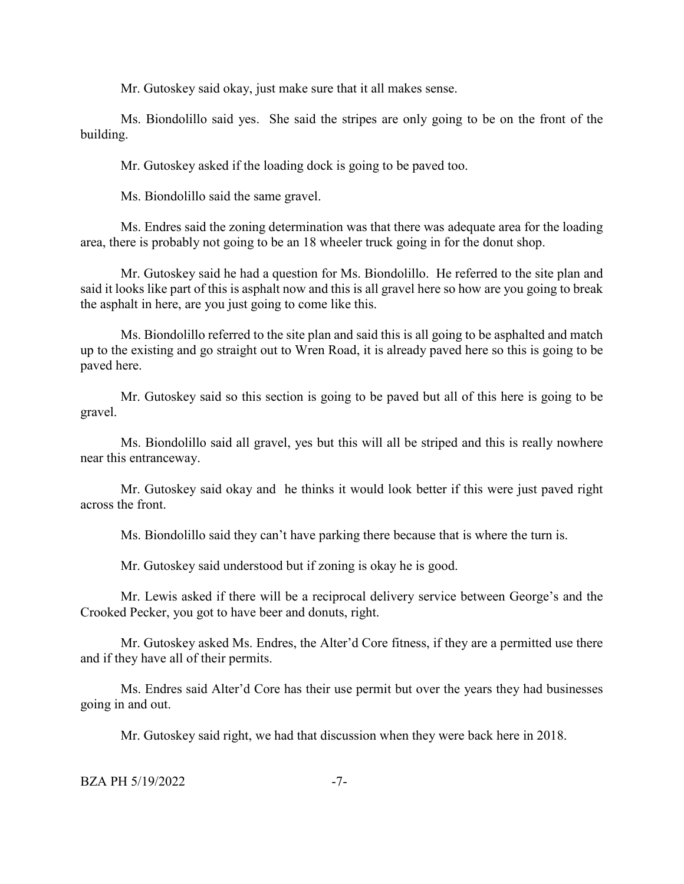Mr. Gutoskey said okay, just make sure that it all makes sense.

Ms. Biondolillo said yes. She said the stripes are only going to be on the front of the building.

Mr. Gutoskey asked if the loading dock is going to be paved too.

Ms. Biondolillo said the same gravel.

Ms. Endres said the zoning determination was that there was adequate area for the loading area, there is probably not going to be an 18 wheeler truck going in for the donut shop.

Mr. Gutoskey said he had a question for Ms. Biondolillo. He referred to the site plan and said it looks like part of this is asphalt now and this is all gravel here so how are you going to break the asphalt in here, are you just going to come like this.

Ms. Biondolillo referred to the site plan and said this is all going to be asphalted and match up to the existing and go straight out to Wren Road, it is already paved here so this is going to be paved here.

Mr. Gutoskey said so this section is going to be paved but all of this here is going to be gravel.

Ms. Biondolillo said all gravel, yes but this will all be striped and this is really nowhere near this entranceway.

Mr. Gutoskey said okay and he thinks it would look better if this were just paved right across the front.

Ms. Biondolillo said they can't have parking there because that is where the turn is.

Mr. Gutoskey said understood but if zoning is okay he is good.

Mr. Lewis asked if there will be a reciprocal delivery service between George's and the Crooked Pecker, you got to have beer and donuts, right.

Mr. Gutoskey asked Ms. Endres, the Alter'd Core fitness, if they are a permitted use there and if they have all of their permits.

Ms. Endres said Alter'd Core has their use permit but over the years they had businesses going in and out.

Mr. Gutoskey said right, we had that discussion when they were back here in 2018.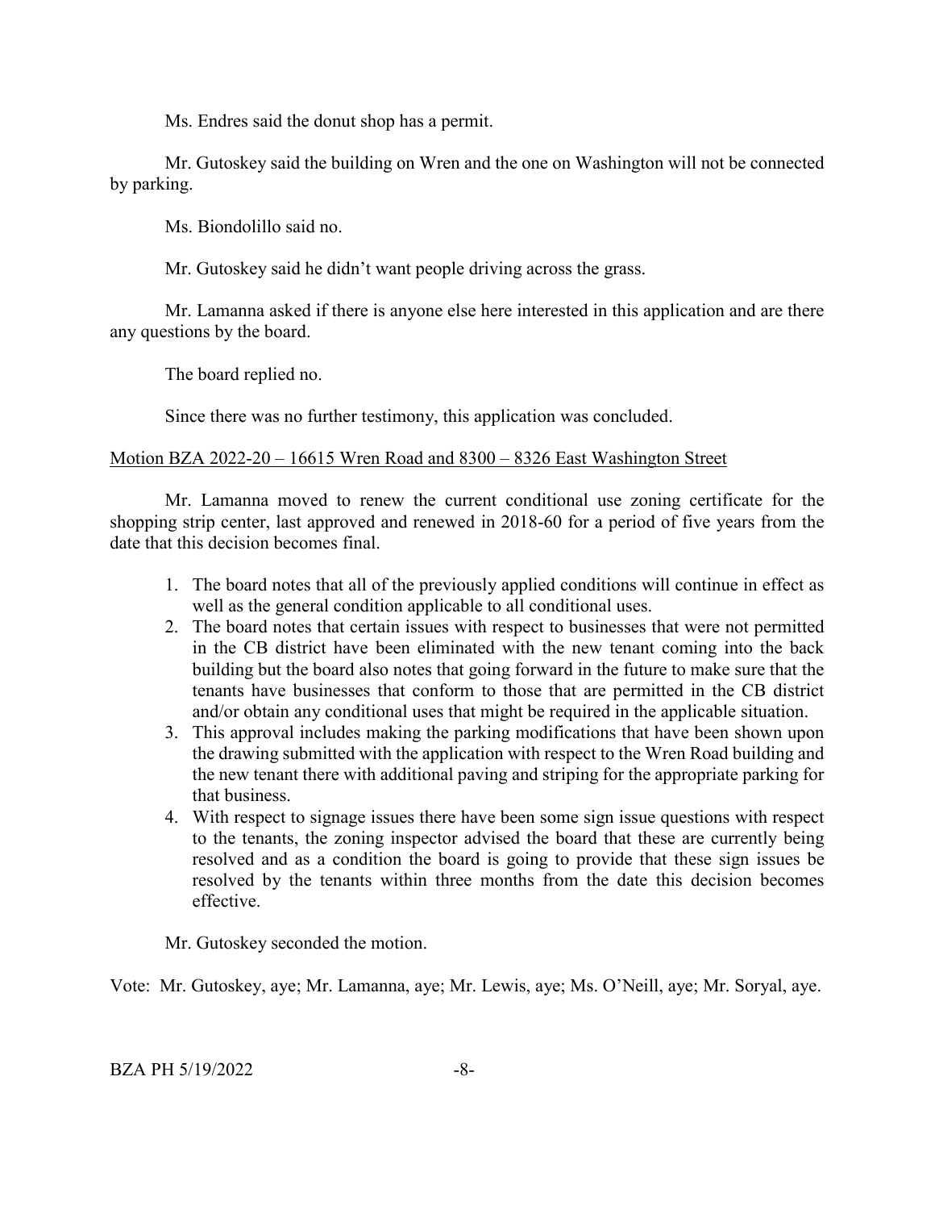Ms. Endres said the donut shop has a permit.

Mr. Gutoskey said the building on Wren and the one on Washington will not be connected by parking.

Ms. Biondolillo said no.

Mr. Gutoskey said he didn't want people driving across the grass.

Mr. Lamanna asked if there is anyone else here interested in this application and are there any questions by the board.

The board replied no.

Since there was no further testimony, this application was concluded.

Motion BZA 2022-20 – 16615 Wren Road and 8300 – 8326 East Washington Street

Mr. Lamanna moved to renew the current conditional use zoning certificate for the shopping strip center, last approved and renewed in 2018-60 for a period of five years from the date that this decision becomes final.

1. The board notes that all of the previously applied conditions will continue in effect as well as the general condition applicable to all conditional uses.
2. The board notes that certain issues with respect to businesses that were not permitted in the CB district have been eliminated with the new tenant coming into the back building but the board also notes that going forward in the future to make sure that the tenants have businesses that conform to those that are permitted in the CB district and/or obtain any conditional uses that might be required in the applicable situation.
3. This approval includes making the parking modifications that have been shown upon the drawing submitted with the application with respect to the Wren Road building and the new tenant there with additional paving and striping for the appropriate parking for that business.
4. With respect to signage issues there have been some sign issue questions with respect to the tenants, the zoning inspector advised the board that these are currently being resolved and as a condition the board is going to provide that these sign issues be resolved by the tenants within three months from the date this decision becomes effective.

Mr. Gutoskey seconded the motion.

Vote: Mr. Gutoskey, aye; Mr. Lamanna, aye; Mr. Lewis, aye; Ms. O'Neill, aye; Mr. Soryal, aye.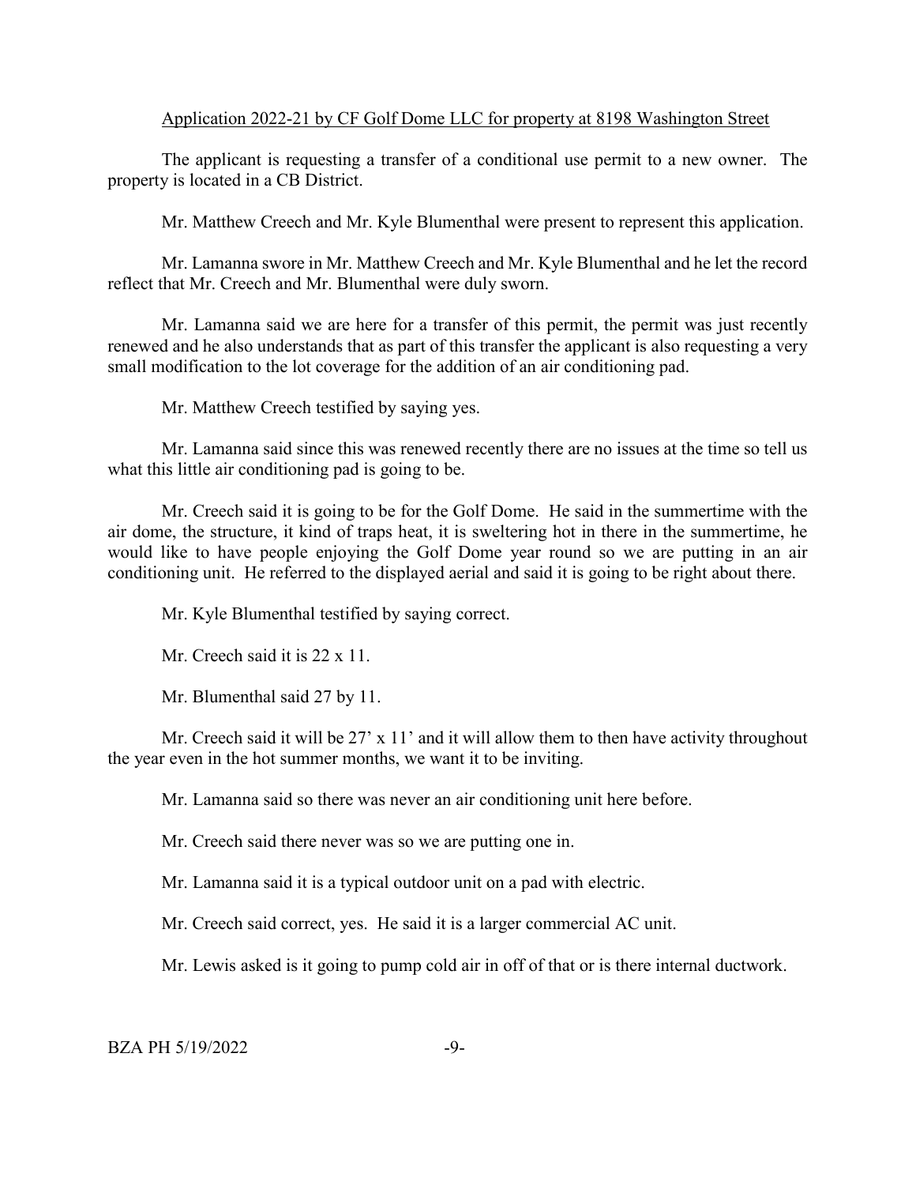Application 2022-21 by CF Golf Dome LLC for property at 8198 Washington Street

The applicant is requesting a transfer of a conditional use permit to a new owner. The property is located in a CB District.

Mr. Matthew Creech and Mr. Kyle Blumenthal were present to represent this application.

Mr. Lamanna swore in Mr. Matthew Creech and Mr. Kyle Blumenthal and he let the record reflect that Mr. Creech and Mr. Blumenthal were duly sworn.

Mr. Lamanna said we are here for a transfer of this permit, the permit was just recently renewed and he also understands that as part of this transfer the applicant is also requesting a very small modification to the lot coverage for the addition of an air conditioning pad.

Mr. Matthew Creech testified by saying yes.

Mr. Lamanna said since this was renewed recently there are no issues at the time so tell us what this little air conditioning pad is going to be.

Mr. Creech said it is going to be for the Golf Dome. He said in the summertime with the air dome, the structure, it kind of traps heat, it is sweltering hot in there in the summertime, he would like to have people enjoying the Golf Dome year round so we are putting in an air conditioning unit. He referred to the displayed aerial and said it is going to be right about there.

Mr. Kyle Blumenthal testified by saying correct.

Mr. Creech said it is 22 x 11.

Mr. Blumenthal said 27 by 11.

Mr. Creech said it will be 27' x 11' and it will allow them to then have activity throughout the year even in the hot summer months, we want it to be inviting.

Mr. Lamanna said so there was never an air conditioning unit here before.

Mr. Creech said there never was so we are putting one in.

Mr. Lamanna said it is a typical outdoor unit on a pad with electric.

Mr. Creech said correct, yes. He said it is a larger commercial AC unit.

Mr. Lewis asked is it going to pump cold air in off of that or is there internal ductwork.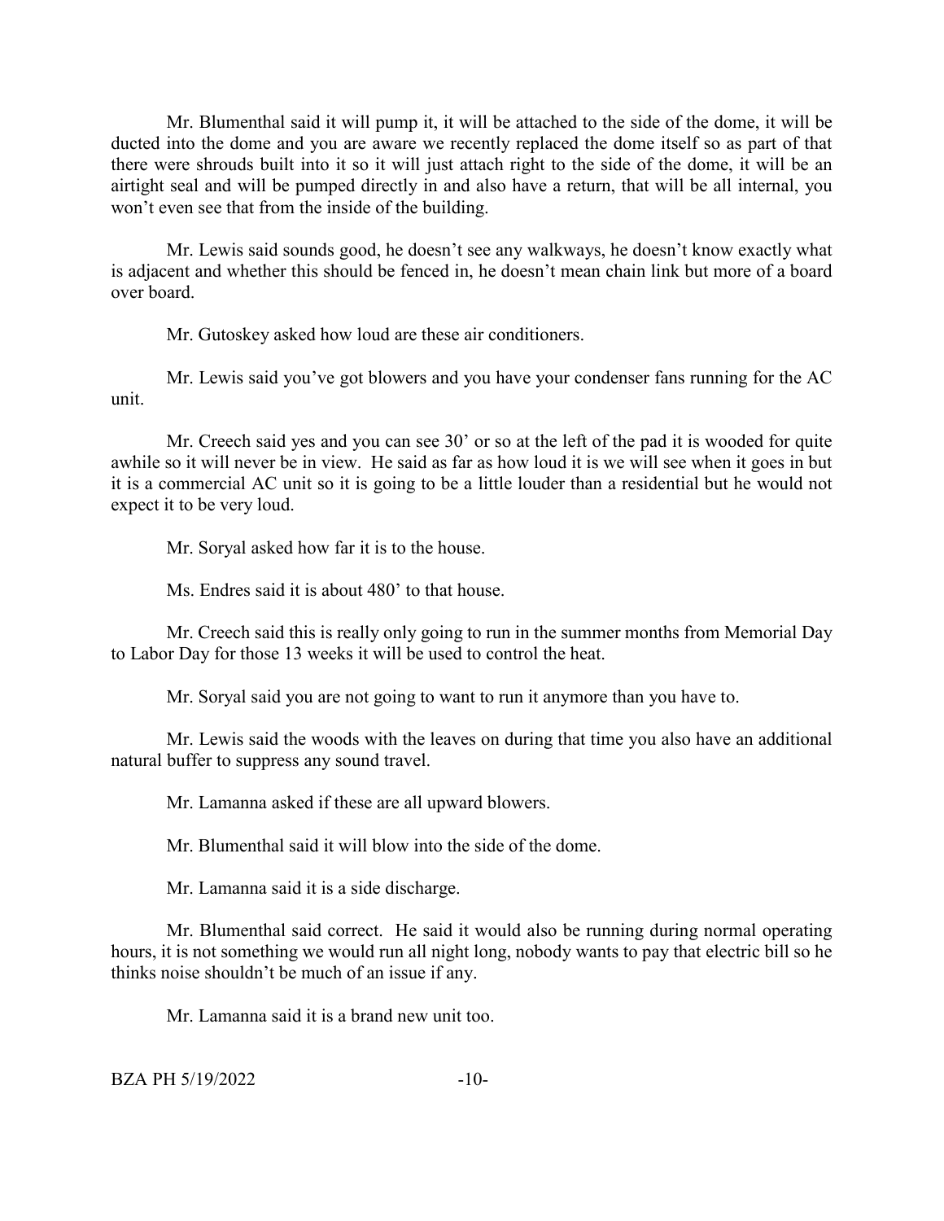Mr. Blumenthal said it will pump it, it will be attached to the side of the dome, it will be ducted into the dome and you are aware we recently replaced the dome itself so as part of that there were shrouds built into it so it will just attach right to the side of the dome, it will be an airtight seal and will be pumped directly in and also have a return, that will be all internal, you won't even see that from the inside of the building.

Mr. Lewis said sounds good, he doesn't see any walkways, he doesn't know exactly what is adjacent and whether this should be fenced in, he doesn't mean chain link but more of a board over board.

Mr. Gutoskey asked how loud are these air conditioners.

Mr. Lewis said you've got blowers and you have your condenser fans running for the AC unit.

Mr. Creech said yes and you can see 30' or so at the left of the pad it is wooded for quite awhile so it will never be in view. He said as far as how loud it is we will see when it goes in but it is a commercial AC unit so it is going to be a little louder than a residential but he would not expect it to be very loud.

Mr. Soryal asked how far it is to the house.

Ms. Endres said it is about 480' to that house.

Mr. Creech said this is really only going to run in the summer months from Memorial Day to Labor Day for those 13 weeks it will be used to control the heat.

Mr. Soryal said you are not going to want to run it anymore than you have to.

Mr. Lewis said the woods with the leaves on during that time you also have an additional natural buffer to suppress any sound travel.

Mr. Lamanna asked if these are all upward blowers.

Mr. Blumenthal said it will blow into the side of the dome.

Mr. Lamanna said it is a side discharge.

Mr. Blumenthal said correct. He said it would also be running during normal operating hours, it is not something we would run all night long, nobody wants to pay that electric bill so he thinks noise shouldn't be much of an issue if any.

Mr. Lamanna said it is a brand new unit too.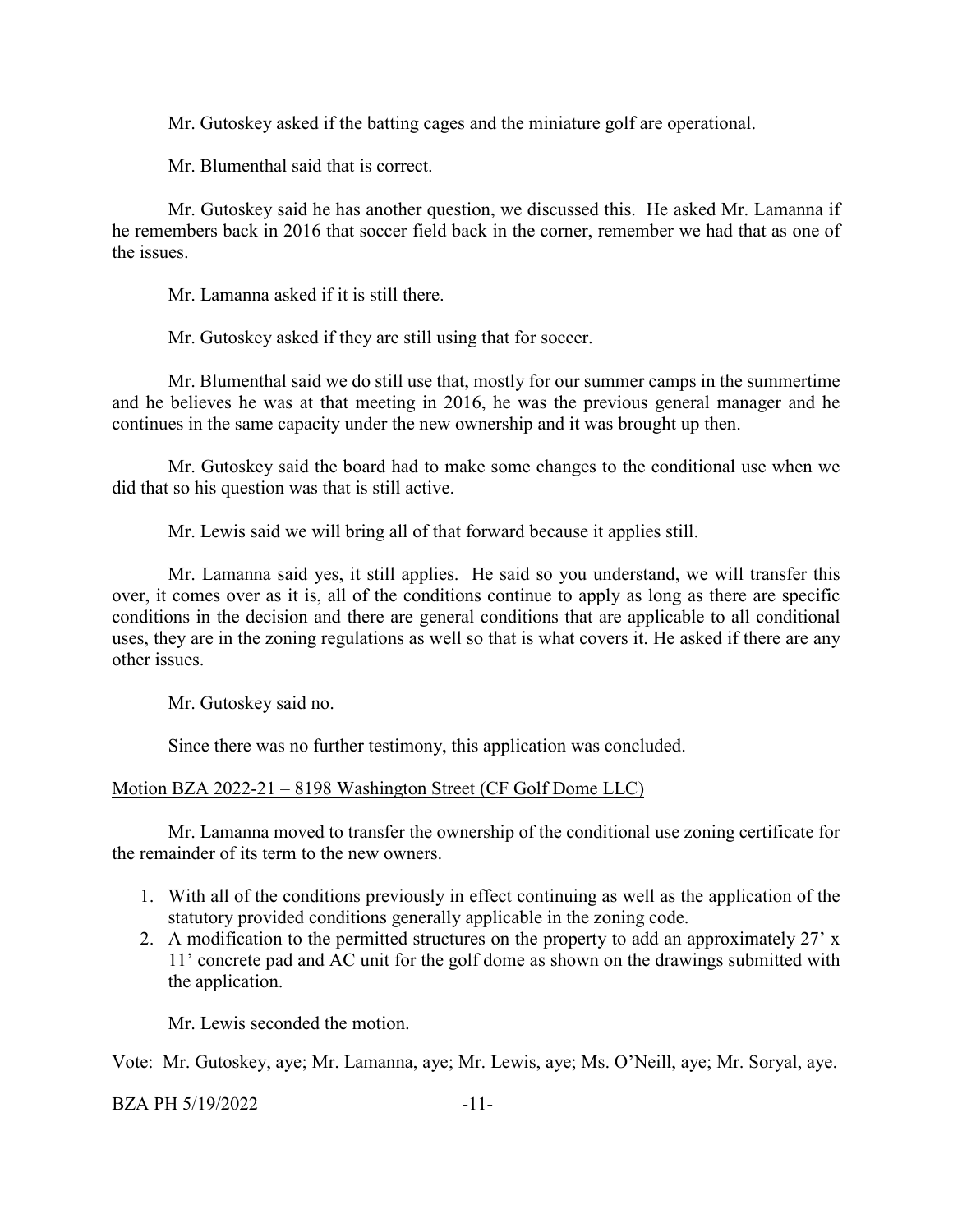Mr. Gutoskey asked if the batting cages and the miniature golf are operational.

Mr. Blumenthal said that is correct.

Mr. Gutoskey said he has another question, we discussed this. He asked Mr. Lamanna if he remembers back in 2016 that soccer field back in the corner, remember we had that as one of the issues.

Mr. Lamanna asked if it is still there.

Mr. Gutoskey asked if they are still using that for soccer.

Mr. Blumenthal said we do still use that, mostly for our summer camps in the summertime and he believes he was at that meeting in 2016, he was the previous general manager and he continues in the same capacity under the new ownership and it was brought up then.

Mr. Gutoskey said the board had to make some changes to the conditional use when we did that so his question was that is still active.

Mr. Lewis said we will bring all of that forward because it applies still.

Mr. Lamanna said yes, it still applies. He said so you understand, we will transfer this over, it comes over as it is, all of the conditions continue to apply as long as there are specific conditions in the decision and there are general conditions that are applicable to all conditional uses, they are in the zoning regulations as well so that is what covers it. He asked if there are any other issues.

Mr. Gutoskey said no.

Since there was no further testimony, this application was concluded.

Motion BZA 2022-21 – 8198 Washington Street (CF Golf Dome LLC)

Mr. Lamanna moved to transfer the ownership of the conditional use zoning certificate for the remainder of its term to the new owners.

1. With all of the conditions previously in effect continuing as well as the application of the statutory provided conditions generally applicable in the zoning code.
2. A modification to the permitted structures on the property to add an approximately 27' x 11' concrete pad and AC unit for the golf dome as shown on the drawings submitted with the application.

Mr. Lewis seconded the motion.

Vote: Mr. Gutoskey, aye; Mr. Lamanna, aye; Mr. Lewis, aye; Ms. O'Neill, aye; Mr. Soryal, aye.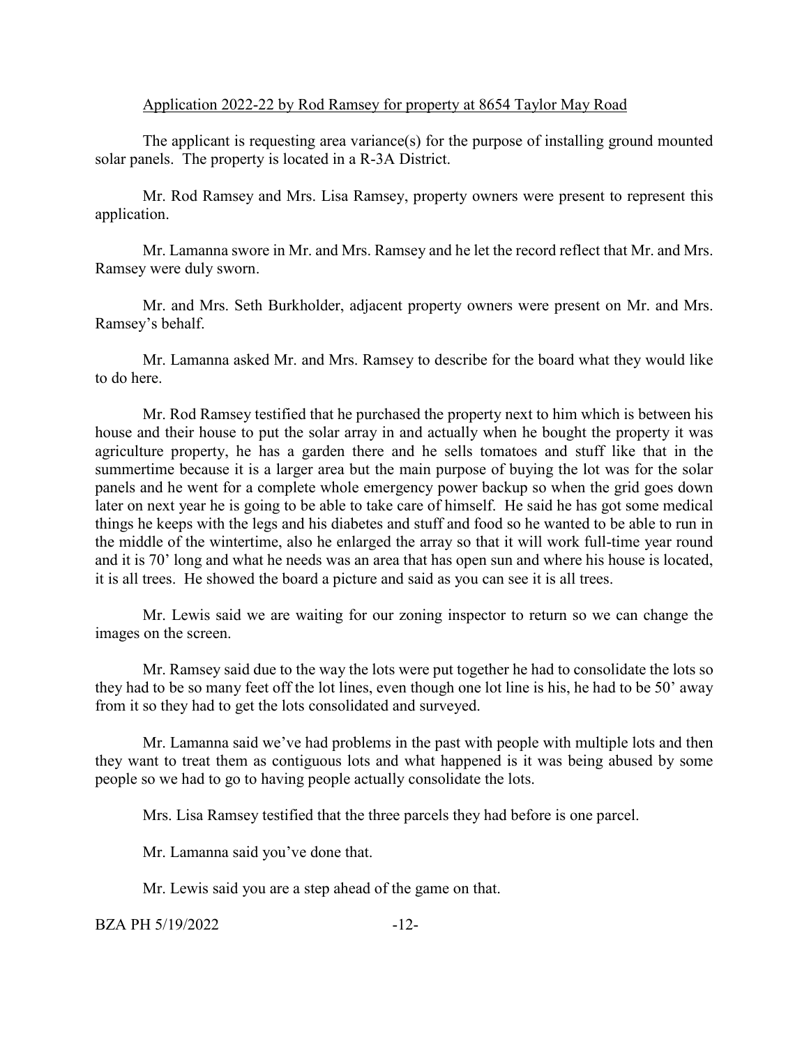Application 2022-22 by Rod Ramsey for property at 8654 Taylor May Road

The applicant is requesting area variance(s) for the purpose of installing ground mounted solar panels. The property is located in a R-3A District.

Mr. Rod Ramsey and Mrs. Lisa Ramsey, property owners were present to represent this application.

Mr. Lamanna swore in Mr. and Mrs. Ramsey and he let the record reflect that Mr. and Mrs. Ramsey were duly sworn.

Mr. and Mrs. Seth Burkholder, adjacent property owners were present on Mr. and Mrs. Ramsey's behalf.

Mr. Lamanna asked Mr. and Mrs. Ramsey to describe for the board what they would like to do here.

Mr. Rod Ramsey testified that he purchased the property next to him which is between his house and their house to put the solar array in and actually when he bought the property it was agriculture property, he has a garden there and he sells tomatoes and stuff like that in the summertime because it is a larger area but the main purpose of buying the lot was for the solar panels and he went for a complete whole emergency power backup so when the grid goes down later on next year he is going to be able to take care of himself. He said he has got some medical things he keeps with the legs and his diabetes and stuff and food so he wanted to be able to run in the middle of the wintertime, also he enlarged the array so that it will work full-time year round and it is 70' long and what he needs was an area that has open sun and where his house is located, it is all trees. He showed the board a picture and said as you can see it is all trees.

Mr. Lewis said we are waiting for our zoning inspector to return so we can change the images on the screen.

Mr. Ramsey said due to the way the lots were put together he had to consolidate the lots so they had to be so many feet off the lot lines, even though one lot line is his, he had to be 50' away from it so they had to get the lots consolidated and surveyed.

Mr. Lamanna said we've had problems in the past with people with multiple lots and then they want to treat them as contiguous lots and what happened is it was being abused by some people so we had to go to having people actually consolidate the lots.

Mrs. Lisa Ramsey testified that the three parcels they had before is one parcel.

Mr. Lamanna said you've done that.

Mr. Lewis said you are a step ahead of the game on that.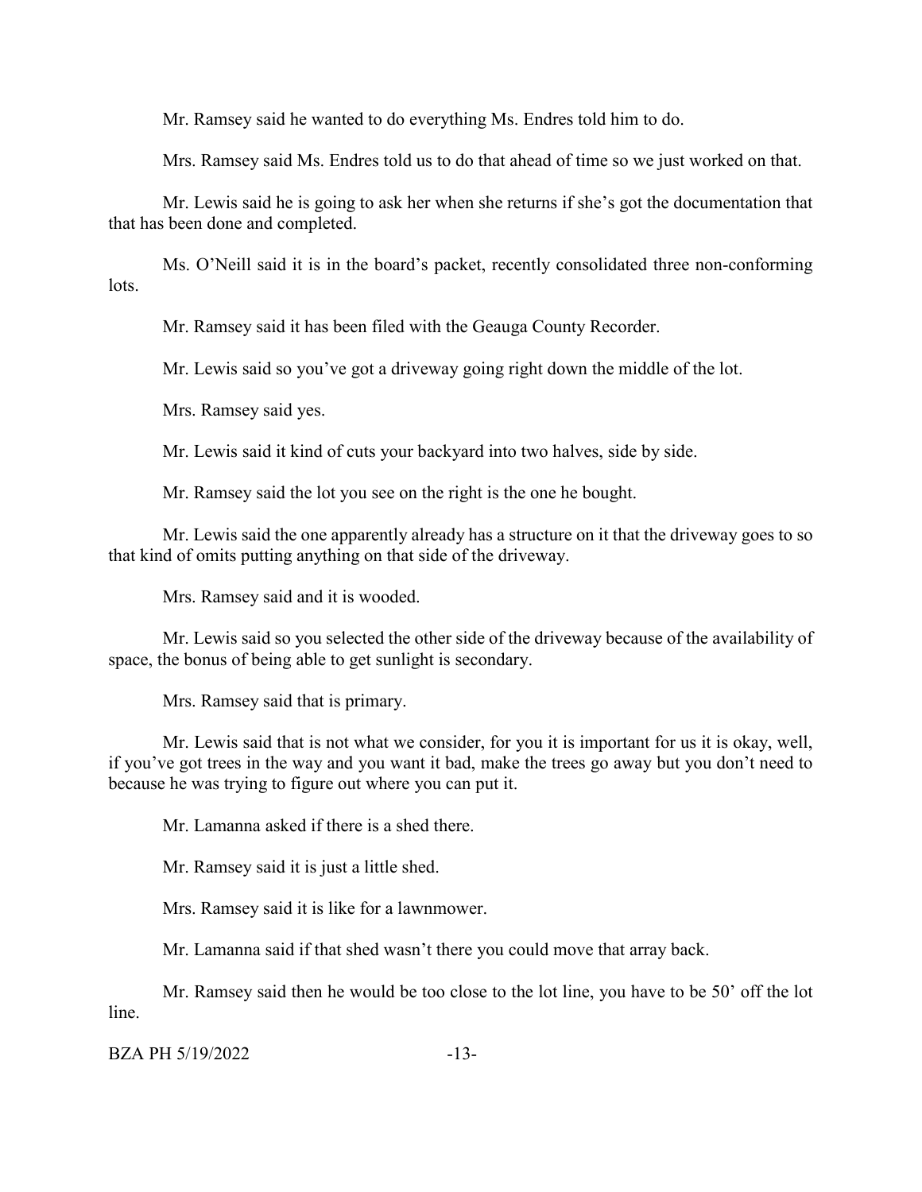Mr. Ramsey said he wanted to do everything Ms. Endres told him to do.

Mrs. Ramsey said Ms. Endres told us to do that ahead of time so we just worked on that.

Mr. Lewis said he is going to ask her when she returns if she's got the documentation that that has been done and completed.

Ms. O'Neill said it is in the board's packet, recently consolidated three non-conforming lots.

Mr. Ramsey said it has been filed with the Geauga County Recorder.

Mr. Lewis said so you've got a driveway going right down the middle of the lot.

Mrs. Ramsey said yes.

Mr. Lewis said it kind of cuts your backyard into two halves, side by side.

Mr. Ramsey said the lot you see on the right is the one he bought.

Mr. Lewis said the one apparently already has a structure on it that the driveway goes to so that kind of omits putting anything on that side of the driveway.

Mrs. Ramsey said and it is wooded.

Mr. Lewis said so you selected the other side of the driveway because of the availability of space, the bonus of being able to get sunlight is secondary.

Mrs. Ramsey said that is primary.

Mr. Lewis said that is not what we consider, for you it is important for us it is okay, well, if you've got trees in the way and you want it bad, make the trees go away but you don't need to because he was trying to figure out where you can put it.

Mr. Lamanna asked if there is a shed there.

Mr. Ramsey said it is just a little shed.

Mrs. Ramsey said it is like for a lawnmower.

Mr. Lamanna said if that shed wasn't there you could move that array back.

Mr. Ramsey said then he would be too close to the lot line, you have to be 50' off the lot line.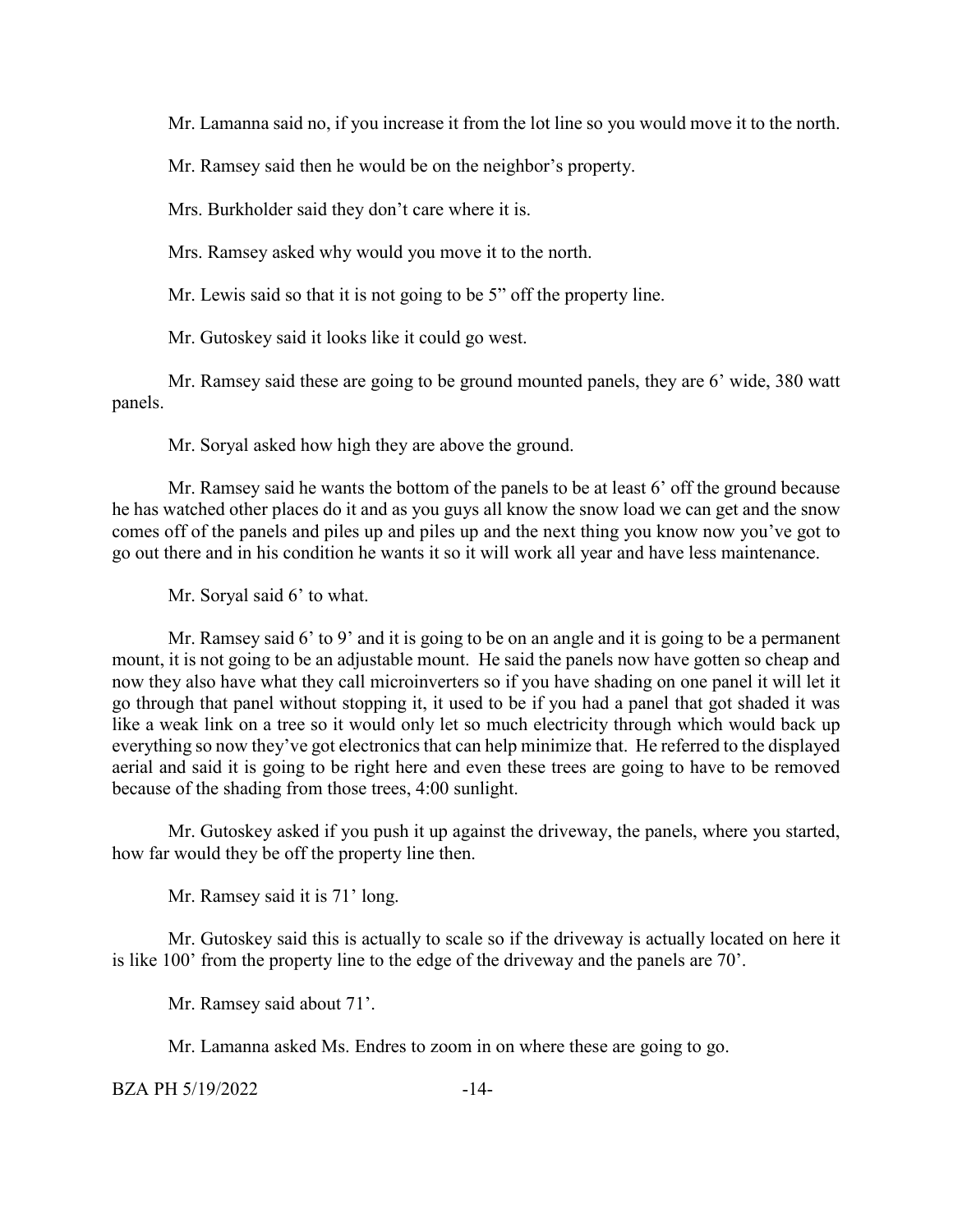Mr. Lamanna said no, if you increase it from the lot line so you would move it to the north.

Mr. Ramsey said then he would be on the neighbor's property.

Mrs. Burkholder said they don't care where it is.

Mrs. Ramsey asked why would you move it to the north.

Mr. Lewis said so that it is not going to be 5" off the property line.

Mr. Gutoskey said it looks like it could go west.

Mr. Ramsey said these are going to be ground mounted panels, they are 6' wide, 380 watt panels.

Mr. Soryal asked how high they are above the ground.

Mr. Ramsey said he wants the bottom of the panels to be at least 6' off the ground because he has watched other places do it and as you guys all know the snow load we can get and the snow comes off of the panels and piles up and piles up and the next thing you know now you've got to go out there and in his condition he wants it so it will work all year and have less maintenance.

Mr. Soryal said 6' to what.

Mr. Ramsey said 6' to 9' and it is going to be on an angle and it is going to be a permanent mount, it is not going to be an adjustable mount. He said the panels now have gotten so cheap and now they also have what they call microinverters so if you have shading on one panel it will let it go through that panel without stopping it, it used to be if you had a panel that got shaded it was like a weak link on a tree so it would only let so much electricity through which would back up everything so now they've got electronics that can help minimize that. He referred to the displayed aerial and said it is going to be right here and even these trees are going to have to be removed because of the shading from those trees, 4:00 sunlight.

Mr. Gutoskey asked if you push it up against the driveway, the panels, where you started, how far would they be off the property line then.

Mr. Ramsey said it is 71' long.

Mr. Gutoskey said this is actually to scale so if the driveway is actually located on here it is like 100' from the property line to the edge of the driveway and the panels are 70'.

Mr. Ramsey said about 71'.

Mr. Lamanna asked Ms. Endres to zoom in on where these are going to go.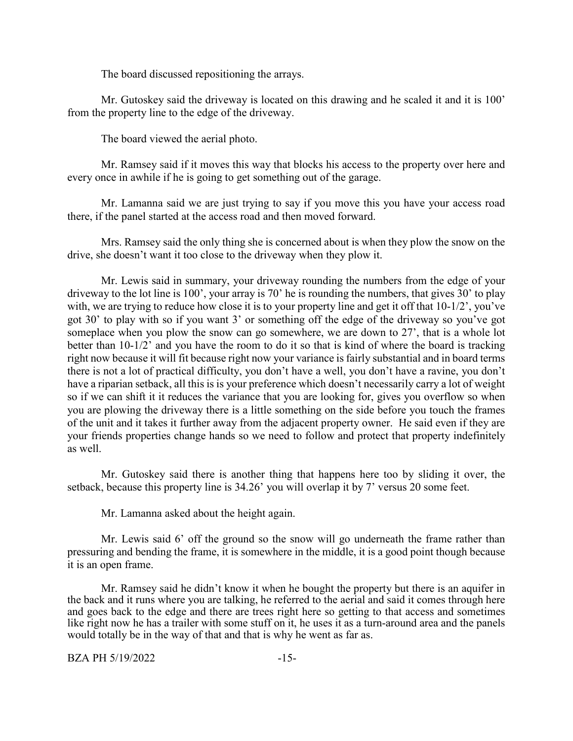The board discussed repositioning the arrays.

Mr. Gutoskey said the driveway is located on this drawing and he scaled it and it is 100' from the property line to the edge of the driveway.

The board viewed the aerial photo.

Mr. Ramsey said if it moves this way that blocks his access to the property over here and every once in awhile if he is going to get something out of the garage.

Mr. Lamanna said we are just trying to say if you move this you have your access road there, if the panel started at the access road and then moved forward.

Mrs. Ramsey said the only thing she is concerned about is when they plow the snow on the drive, she doesn't want it too close to the driveway when they plow it.

Mr. Lewis said in summary, your driveway rounding the numbers from the edge of your driveway to the lot line is 100', your array is 70' he is rounding the numbers, that gives 30' to play with, we are trying to reduce how close it is to your property line and get it off that 10-1/2', you've got 30' to play with so if you want 3' or something off the edge of the driveway so you've got someplace when you plow the snow can go somewhere, we are down to 27', that is a whole lot better than 10-1/2' and you have the room to do it so that is kind of where the board is tracking right now because it will fit because right now your variance is fairly substantial and in board terms there is not a lot of practical difficulty, you don't have a well, you don't have a ravine, you don't have a riparian setback, all this is is your preference which doesn't necessarily carry a lot of weight so if we can shift it it reduces the variance that you are looking for, gives you overflow so when you are plowing the driveway there is a little something on the side before you touch the frames of the unit and it takes it further away from the adjacent property owner. He said even if they are your friends properties change hands so we need to follow and protect that property indefinitely as well.

Mr. Gutoskey said there is another thing that happens here too by sliding it over, the setback, because this property line is 34.26' you will overlap it by 7' versus 20 some feet.

Mr. Lamanna asked about the height again.

Mr. Lewis said 6' off the ground so the snow will go underneath the frame rather than pressuring and bending the frame, it is somewhere in the middle, it is a good point though because it is an open frame.

Mr. Ramsey said he didn't know it when he bought the property but there is an aquifer in the back and it runs where you are talking, he referred to the aerial and said it comes through here and goes back to the edge and there are trees right here so getting to that access and sometimes like right now he has a trailer with some stuff on it, he uses it as a turn-around area and the panels would totally be in the way of that and that is why he went as far as.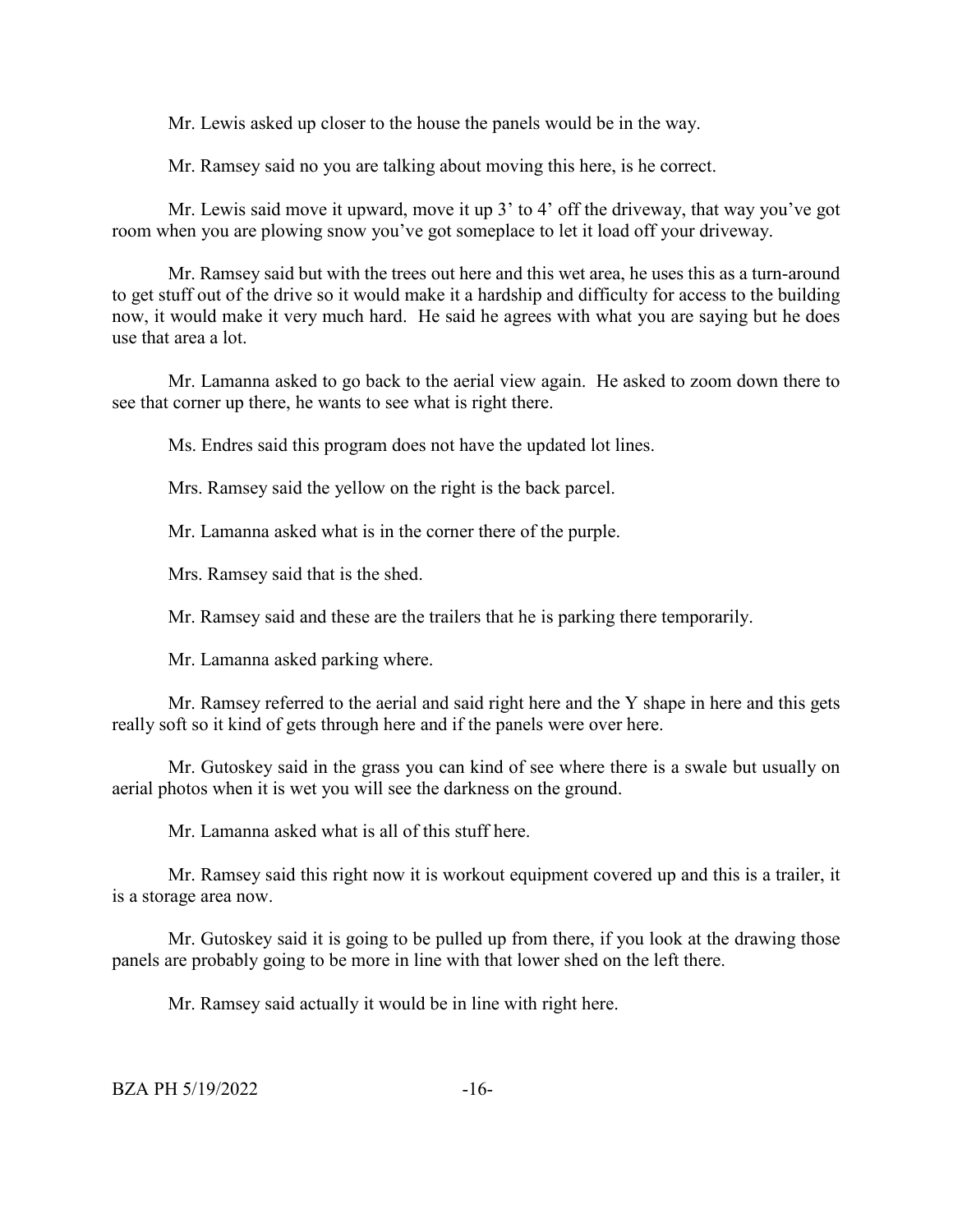Mr. Lewis asked up closer to the house the panels would be in the way.

Mr. Ramsey said no you are talking about moving this here, is he correct.

Mr. Lewis said move it upward, move it up 3' to 4' off the driveway, that way you've got room when you are plowing snow you've got someplace to let it load off your driveway.

Mr. Ramsey said but with the trees out here and this wet area, he uses this as a turn-around to get stuff out of the drive so it would make it a hardship and difficulty for access to the building now, it would make it very much hard. He said he agrees with what you are saying but he does use that area a lot.

Mr. Lamanna asked to go back to the aerial view again. He asked to zoom down there to see that corner up there, he wants to see what is right there.

Ms. Endres said this program does not have the updated lot lines.

Mrs. Ramsey said the yellow on the right is the back parcel.

Mr. Lamanna asked what is in the corner there of the purple.

Mrs. Ramsey said that is the shed.

Mr. Ramsey said and these are the trailers that he is parking there temporarily.

Mr. Lamanna asked parking where.

Mr. Ramsey referred to the aerial and said right here and the Y shape in here and this gets really soft so it kind of gets through here and if the panels were over here.

Mr. Gutoskey said in the grass you can kind of see where there is a swale but usually on aerial photos when it is wet you will see the darkness on the ground.

Mr. Lamanna asked what is all of this stuff here.

Mr. Ramsey said this right now it is workout equipment covered up and this is a trailer, it is a storage area now.

Mr. Gutoskey said it is going to be pulled up from there, if you look at the drawing those panels are probably going to be more in line with that lower shed on the left there.

Mr. Ramsey said actually it would be in line with right here.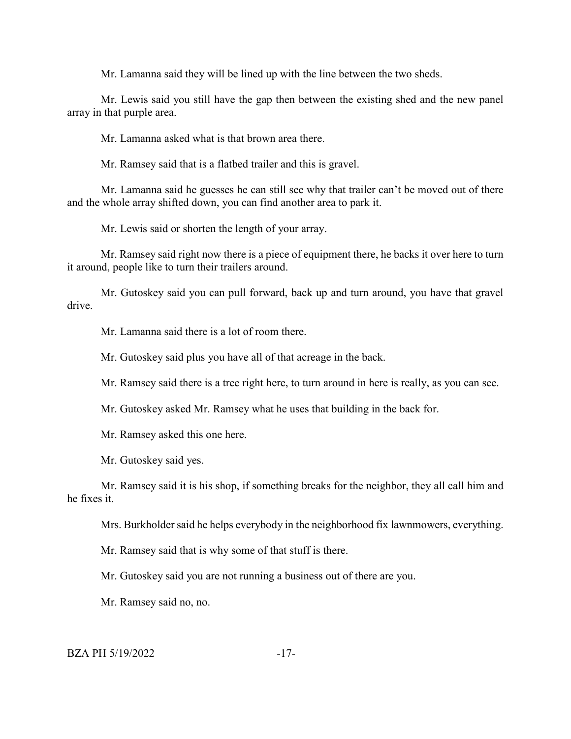Mr. Lamanna said they will be lined up with the line between the two sheds.

Mr. Lewis said you still have the gap then between the existing shed and the new panel array in that purple area.

Mr. Lamanna asked what is that brown area there.

Mr. Ramsey said that is a flatbed trailer and this is gravel.

Mr. Lamanna said he guesses he can still see why that trailer can't be moved out of there and the whole array shifted down, you can find another area to park it.

Mr. Lewis said or shorten the length of your array.

Mr. Ramsey said right now there is a piece of equipment there, he backs it over here to turn it around, people like to turn their trailers around.

Mr. Gutoskey said you can pull forward, back up and turn around, you have that gravel drive.

Mr. Lamanna said there is a lot of room there.

Mr. Gutoskey said plus you have all of that acreage in the back.

Mr. Ramsey said there is a tree right here, to turn around in here is really, as you can see.

Mr. Gutoskey asked Mr. Ramsey what he uses that building in the back for.

Mr. Ramsey asked this one here.

Mr. Gutoskey said yes.

Mr. Ramsey said it is his shop, if something breaks for the neighbor, they all call him and he fixes it.

Mrs. Burkholder said he helps everybody in the neighborhood fix lawnmowers, everything.

Mr. Ramsey said that is why some of that stuff is there.

Mr. Gutoskey said you are not running a business out of there are you.

Mr. Ramsey said no, no.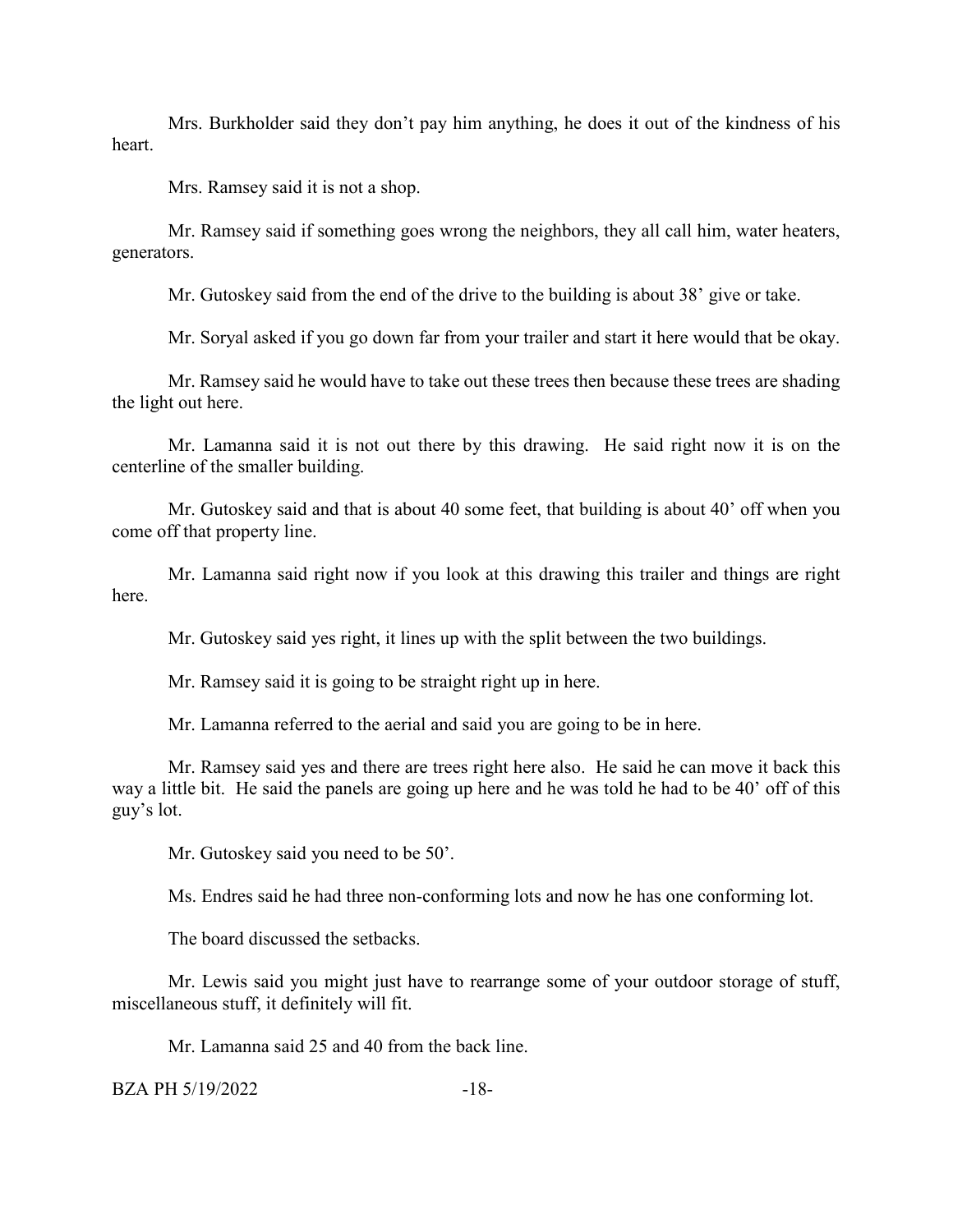Mrs. Burkholder said they don't pay him anything, he does it out of the kindness of his heart.

Mrs. Ramsey said it is not a shop.

Mr. Ramsey said if something goes wrong the neighbors, they all call him, water heaters, generators.

Mr. Gutoskey said from the end of the drive to the building is about 38' give or take.

Mr. Soryal asked if you go down far from your trailer and start it here would that be okay.

Mr. Ramsey said he would have to take out these trees then because these trees are shading the light out here.

Mr. Lamanna said it is not out there by this drawing. He said right now it is on the centerline of the smaller building.

Mr. Gutoskey said and that is about 40 some feet, that building is about 40' off when you come off that property line.

Mr. Lamanna said right now if you look at this drawing this trailer and things are right here.

Mr. Gutoskey said yes right, it lines up with the split between the two buildings.

Mr. Ramsey said it is going to be straight right up in here.

Mr. Lamanna referred to the aerial and said you are going to be in here.

Mr. Ramsey said yes and there are trees right here also. He said he can move it back this way a little bit. He said the panels are going up here and he was told he had to be 40' off of this guy's lot.

Mr. Gutoskey said you need to be 50'.

Ms. Endres said he had three non-conforming lots and now he has one conforming lot.

The board discussed the setbacks.

Mr. Lewis said you might just have to rearrange some of your outdoor storage of stuff, miscellaneous stuff, it definitely will fit.

Mr. Lamanna said 25 and 40 from the back line.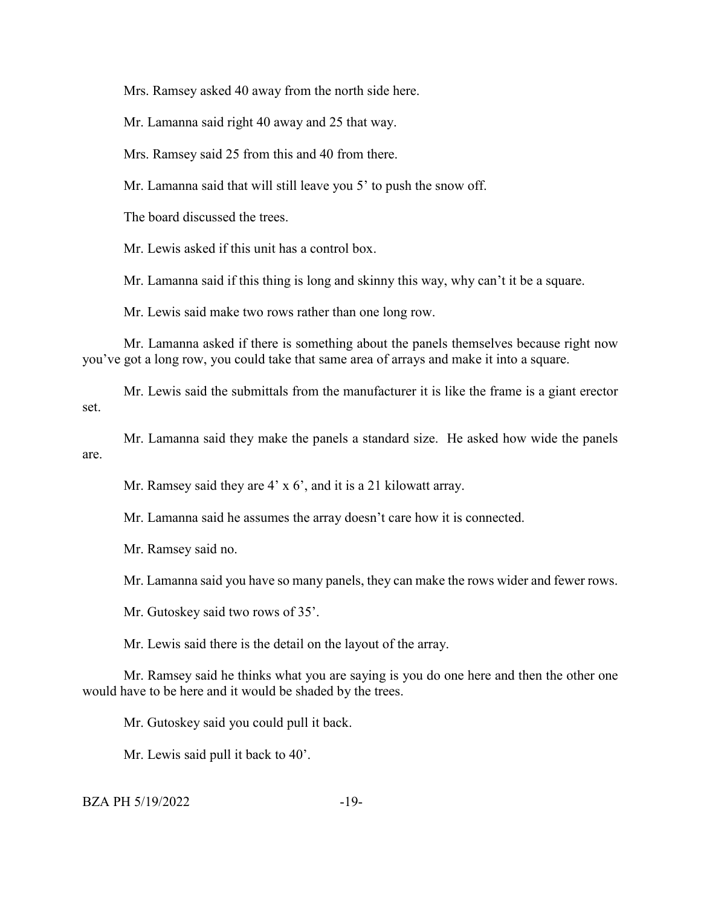Mrs. Ramsey asked 40 away from the north side here.

Mr. Lamanna said right 40 away and 25 that way.

Mrs. Ramsey said 25 from this and 40 from there.

Mr. Lamanna said that will still leave you 5' to push the snow off.

The board discussed the trees.

Mr. Lewis asked if this unit has a control box.

Mr. Lamanna said if this thing is long and skinny this way, why can't it be a square.

Mr. Lewis said make two rows rather than one long row.

Mr. Lamanna asked if there is something about the panels themselves because right now you've got a long row, you could take that same area of arrays and make it into a square.

Mr. Lewis said the submittals from the manufacturer it is like the frame is a giant erector set.

Mr. Lamanna said they make the panels a standard size. He asked how wide the panels are.

Mr. Ramsey said they are 4' x 6', and it is a 21 kilowatt array.

Mr. Lamanna said he assumes the array doesn't care how it is connected.

Mr. Ramsey said no.

Mr. Lamanna said you have so many panels, they can make the rows wider and fewer rows.

Mr. Gutoskey said two rows of 35'.

Mr. Lewis said there is the detail on the layout of the array.

Mr. Ramsey said he thinks what you are saying is you do one here and then the other one would have to be here and it would be shaded by the trees.

Mr. Gutoskey said you could pull it back.

Mr. Lewis said pull it back to 40'.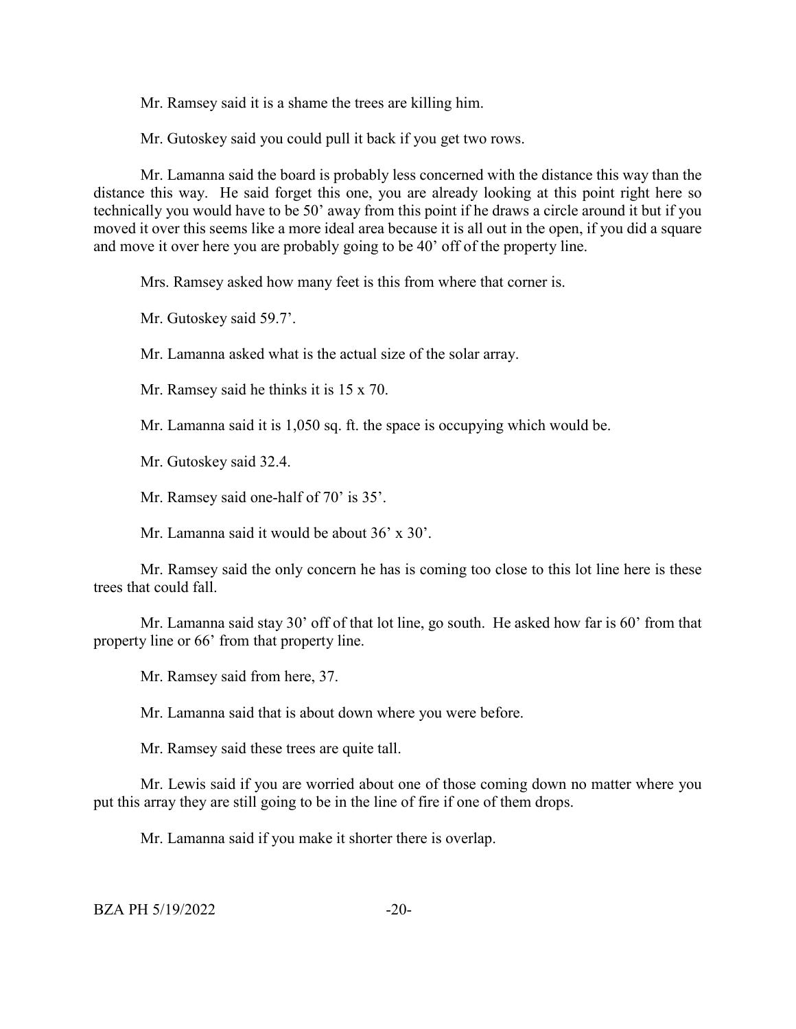Mr. Ramsey said it is a shame the trees are killing him.

Mr. Gutoskey said you could pull it back if you get two rows.

Mr. Lamanna said the board is probably less concerned with the distance this way than the distance this way. He said forget this one, you are already looking at this point right here so technically you would have to be 50' away from this point if he draws a circle around it but if you moved it over this seems like a more ideal area because it is all out in the open, if you did a square and move it over here you are probably going to be 40' off of the property line.

Mrs. Ramsey asked how many feet is this from where that corner is.

Mr. Gutoskey said 59.7'.

Mr. Lamanna asked what is the actual size of the solar array.

Mr. Ramsey said he thinks it is 15 x 70.

Mr. Lamanna said it is 1,050 sq. ft. the space is occupying which would be.

Mr. Gutoskey said 32.4.

Mr. Ramsey said one-half of 70' is 35'.

Mr. Lamanna said it would be about 36' x 30'.

Mr. Ramsey said the only concern he has is coming too close to this lot line here is these trees that could fall.

Mr. Lamanna said stay 30' off of that lot line, go south. He asked how far is 60' from that property line or 66' from that property line.

Mr. Ramsey said from here, 37.

Mr. Lamanna said that is about down where you were before.

Mr. Ramsey said these trees are quite tall.

Mr. Lewis said if you are worried about one of those coming down no matter where you put this array they are still going to be in the line of fire if one of them drops.

Mr. Lamanna said if you make it shorter there is overlap.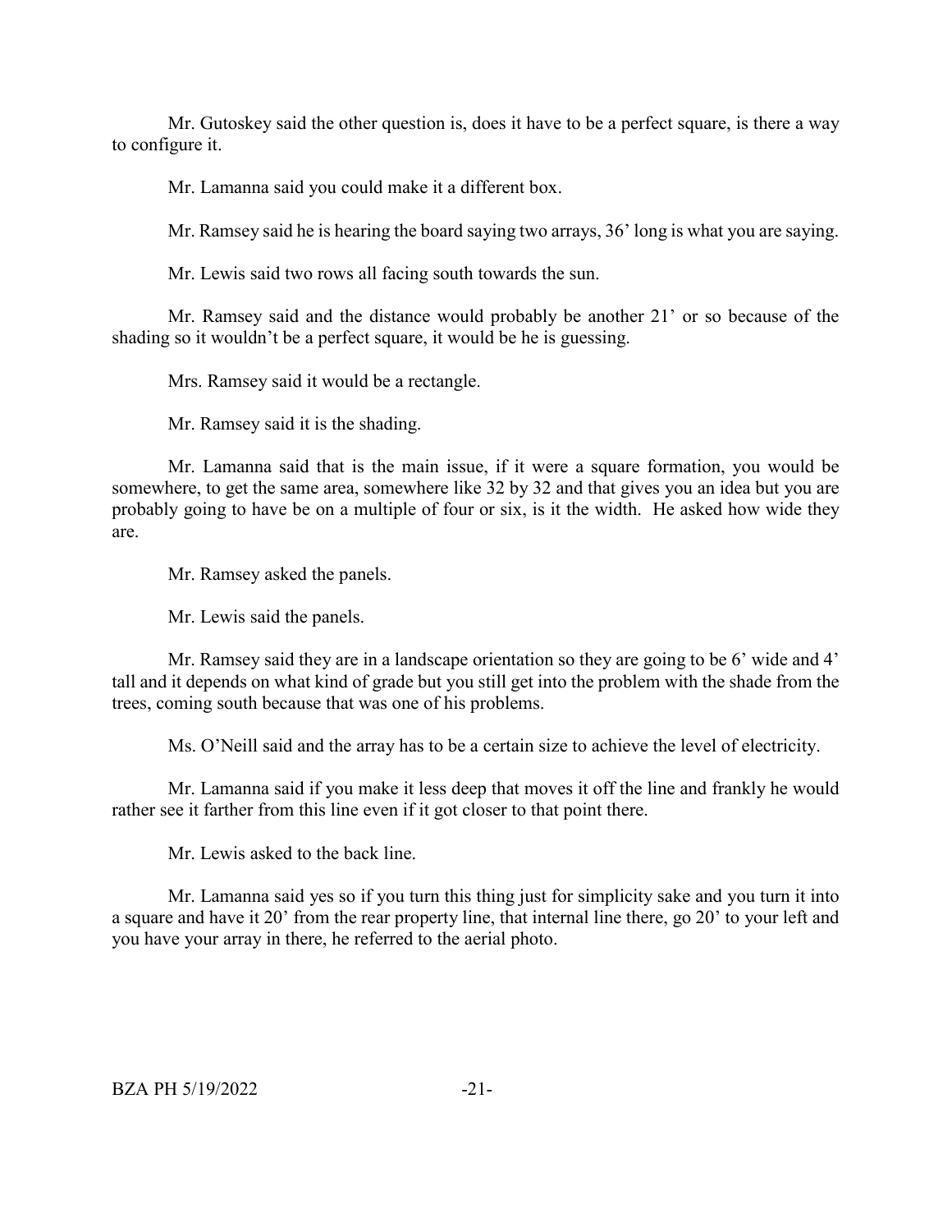Mr. Gutoskey said the other question is, does it have to be a perfect square, is there a way to configure it.

Mr. Lamanna said you could make it a different box.

Mr. Ramsey said he is hearing the board saying two arrays, 36' long is what you are saying.

Mr. Lewis said two rows all facing south towards the sun.

Mr. Ramsey said and the distance would probably be another 21' or so because of the shading so it wouldn't be a perfect square, it would be he is guessing.

Mrs. Ramsey said it would be a rectangle.

Mr. Ramsey said it is the shading.

Mr. Lamanna said that is the main issue, if it were a square formation, you would be somewhere, to get the same area, somewhere like 32 by 32 and that gives you an idea but you are probably going to have be on a multiple of four or six, is it the width. He asked how wide they are.

Mr. Ramsey asked the panels.

Mr. Lewis said the panels.

Mr. Ramsey said they are in a landscape orientation so they are going to be 6' wide and 4' tall and it depends on what kind of grade but you still get into the problem with the shade from the trees, coming south because that was one of his problems.

Ms. O'Neill said and the array has to be a certain size to achieve the level of electricity.

Mr. Lamanna said if you make it less deep that moves it off the line and frankly he would rather see it farther from this line even if it got closer to that point there.

Mr. Lewis asked to the back line.

Mr. Lamanna said yes so if you turn this thing just for simplicity sake and you turn it into a square and have it 20' from the rear property line, that internal line there, go 20' to your left and you have your array in there, he referred to the aerial photo.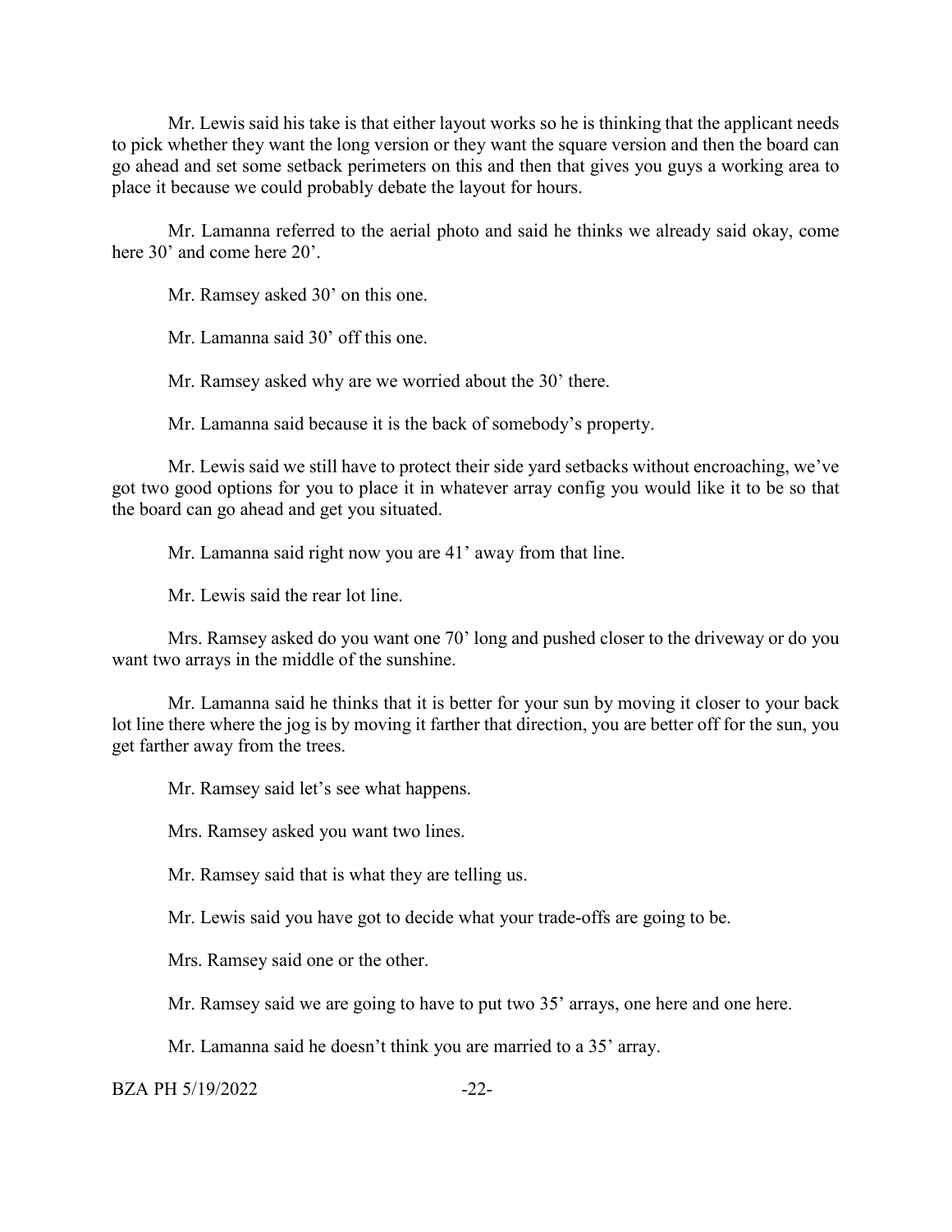Mr. Lewis said his take is that either layout works so he is thinking that the applicant needs to pick whether they want the long version or they want the square version and then the board can go ahead and set some setback perimeters on this and then that gives you guys a working area to place it because we could probably debate the layout for hours.

Mr. Lamanna referred to the aerial photo and said he thinks we already said okay, come here 30' and come here 20'.

Mr. Ramsey asked 30' on this one.

Mr. Lamanna said 30' off this one.

Mr. Ramsey asked why are we worried about the 30' there.

Mr. Lamanna said because it is the back of somebody's property.

Mr. Lewis said we still have to protect their side yard setbacks without encroaching, we've got two good options for you to place it in whatever array config you would like it to be so that the board can go ahead and get you situated.

Mr. Lamanna said right now you are 41' away from that line.

Mr. Lewis said the rear lot line.

Mrs. Ramsey asked do you want one 70' long and pushed closer to the driveway or do you want two arrays in the middle of the sunshine.

Mr. Lamanna said he thinks that it is better for your sun by moving it closer to your back lot line there where the jog is by moving it farther that direction, you are better off for the sun, you get farther away from the trees.

Mr. Ramsey said let's see what happens.

Mrs. Ramsey asked you want two lines.

Mr. Ramsey said that is what they are telling us.

Mr. Lewis said you have got to decide what your trade-offs are going to be.

Mrs. Ramsey said one or the other.

Mr. Ramsey said we are going to have to put two 35' arrays, one here and one here.

Mr. Lamanna said he doesn't think you are married to a 35' array.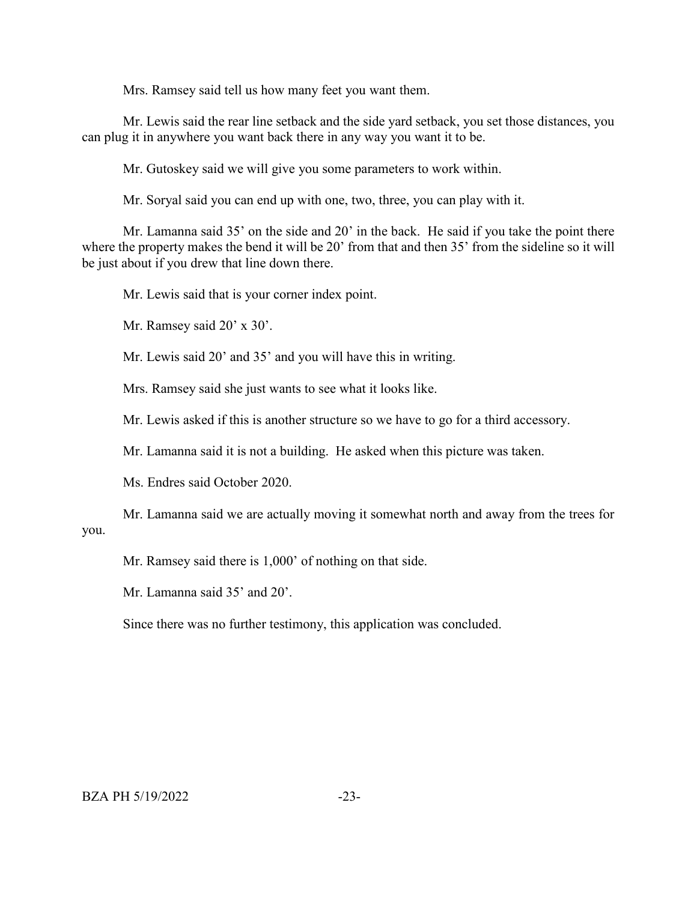Mrs. Ramsey said tell us how many feet you want them.

Mr. Lewis said the rear line setback and the side yard setback, you set those distances, you can plug it in anywhere you want back there in any way you want it to be.

Mr. Gutoskey said we will give you some parameters to work within.

Mr. Soryal said you can end up with one, two, three, you can play with it.

Mr. Lamanna said 35' on the side and 20' in the back. He said if you take the point there where the property makes the bend it will be 20' from that and then 35' from the sideline so it will be just about if you drew that line down there.

Mr. Lewis said that is your corner index point.

Mr. Ramsey said 20' x 30'.

Mr. Lewis said 20' and 35' and you will have this in writing.

Mrs. Ramsey said she just wants to see what it looks like.

Mr. Lewis asked if this is another structure so we have to go for a third accessory.

Mr. Lamanna said it is not a building. He asked when this picture was taken.

Ms. Endres said October 2020.

Mr. Lamanna said we are actually moving it somewhat north and away from the trees for you.

Mr. Ramsey said there is 1,000' of nothing on that side.

Mr. Lamanna said 35' and 20'.

Since there was no further testimony, this application was concluded.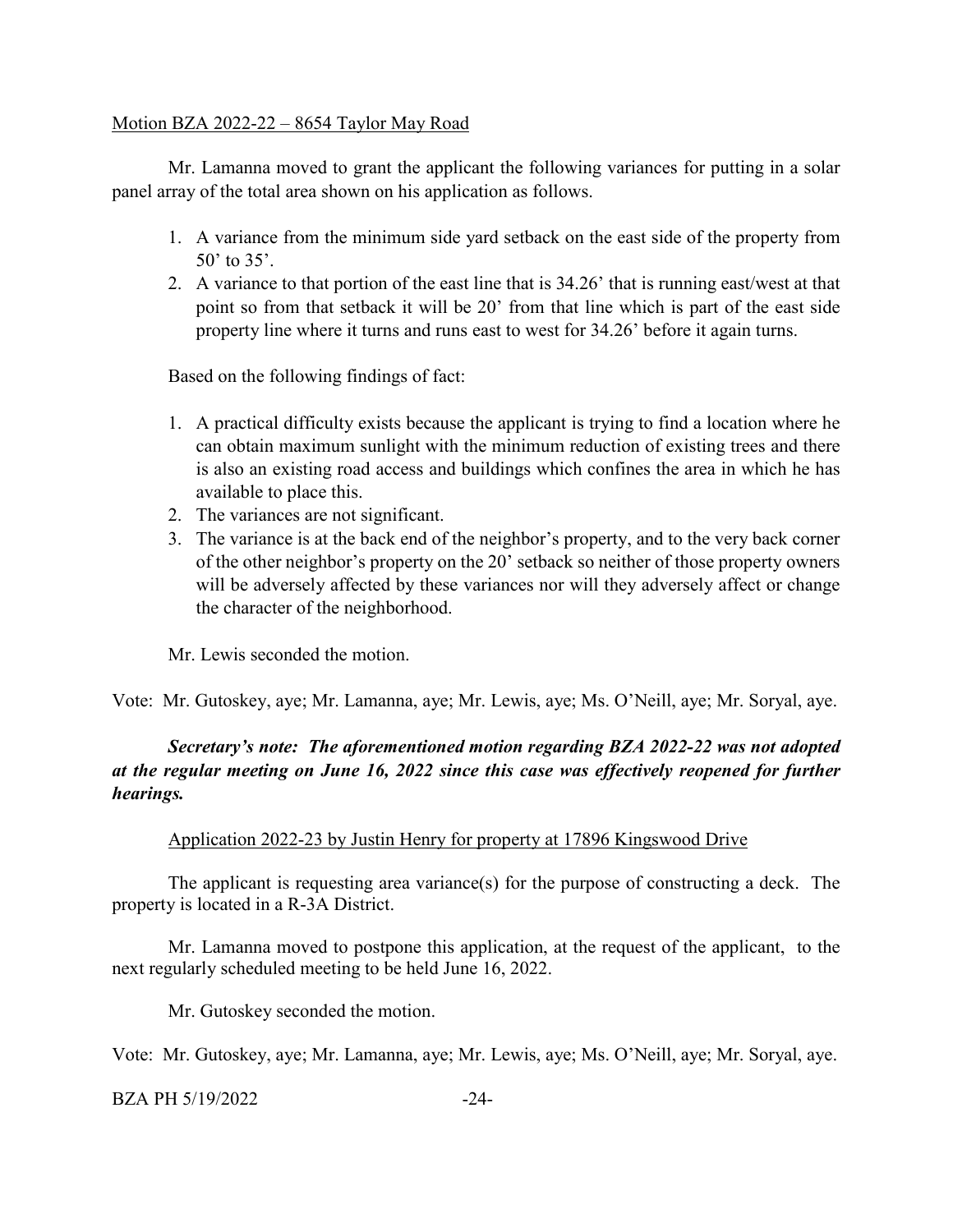Motion BZA 2022-22 – 8654 Taylor May Road

Mr. Lamanna moved to grant the applicant the following variances for putting in a solar panel array of the total area shown on his application as follows.

1. A variance from the minimum side yard setback on the east side of the property from 50' to 35'.
2. A variance to that portion of the east line that is 34.26' that is running east/west at that point so from that setback it will be 20' from that line which is part of the east side property line where it turns and runs east to west for 34.26' before it again turns.

Based on the following findings of fact:

1. A practical difficulty exists because the applicant is trying to find a location where he can obtain maximum sunlight with the minimum reduction of existing trees and there is also an existing road access and buildings which confines the area in which he has available to place this.
2. The variances are not significant.
3. The variance is at the back end of the neighbor's property, and to the very back corner of the other neighbor's property on the 20' setback so neither of those property owners will be adversely affected by these variances nor will they adversely affect or change the character of the neighborhood.

Mr. Lewis seconded the motion.

Vote: Mr. Gutoskey, aye; Mr. Lamanna, aye; Mr. Lewis, aye; Ms. O'Neill, aye; Mr. Soryal, aye.

***Secretary's note: The aforementioned motion regarding BZA 2022-22 was not adopted at the regular meeting on June 16, 2022 since this case was effectively reopened for further hearings.***

Application 2022-23 by Justin Henry for property at 17896 Kingswood Drive

The applicant is requesting area variance(s) for the purpose of constructing a deck. The property is located in a R-3A District.

Mr. Lamanna moved to postpone this application, at the request of the applicant, to the next regularly scheduled meeting to be held June 16, 2022.

Mr. Gutoskey seconded the motion.

Vote: Mr. Gutoskey, aye; Mr. Lamanna, aye; Mr. Lewis, aye; Ms. O'Neill, aye; Mr. Soryal, aye.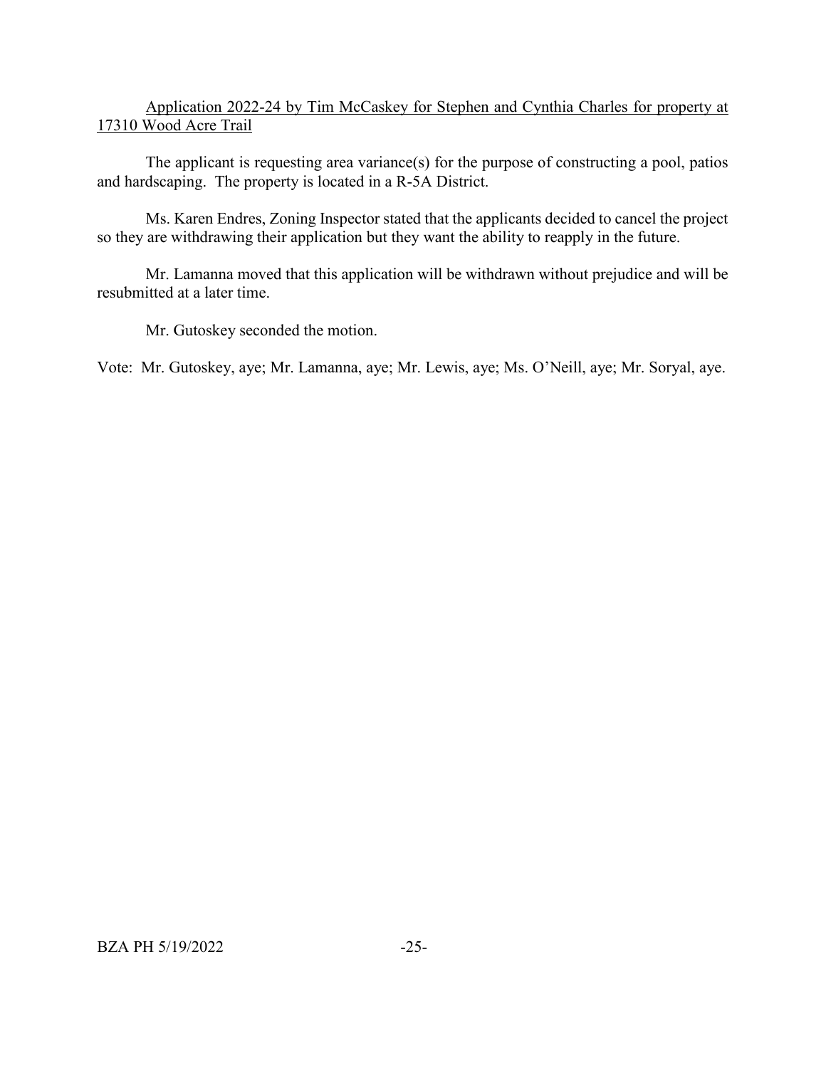Application 2022-24 by Tim McCaskey for Stephen and Cynthia Charles for property at 17310 Wood Acre Trail

The applicant is requesting area variance(s) for the purpose of constructing a pool, patios and hardscaping. The property is located in a R-5A District.

Ms. Karen Endres, Zoning Inspector stated that the applicants decided to cancel the project so they are withdrawing their application but they want the ability to reapply in the future.

Mr. Lamanna moved that this application will be withdrawn without prejudice and will be resubmitted at a later time.

Mr. Gutoskey seconded the motion.

Vote: Mr. Gutoskey, aye; Mr. Lamanna, aye; Mr. Lewis, aye; Ms. O'Neill, aye; Mr. Soryal, aye.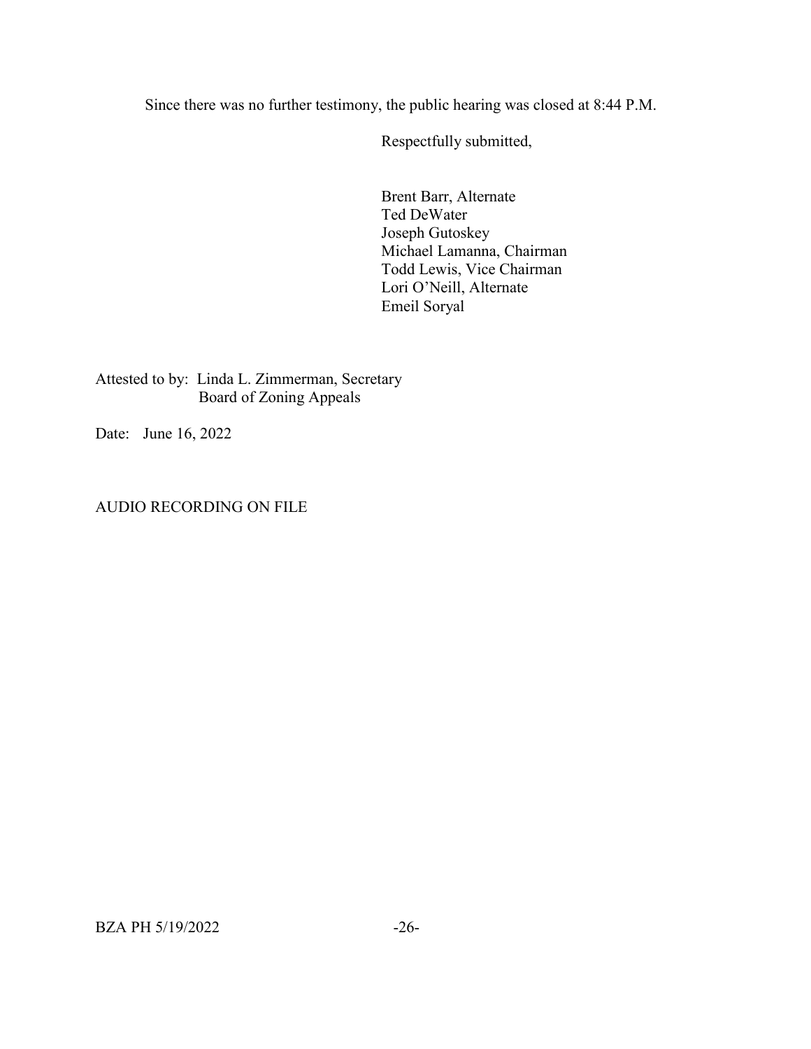Since there was no further testimony, the public hearing was closed at 8:44 P.M.

Respectfully submitted,

Brent Barr, Alternate
Ted DeWater
Joseph Gutoskey
Michael Lamanna, Chairman
Todd Lewis, Vice Chairman
Lori O'Neill, Alternate
Emeil Soryal

Attested to by: Linda L. Zimmerman, Secretary
Board of Zoning Appeals

Date: June 16, 2022

AUDIO RECORDING ON FILE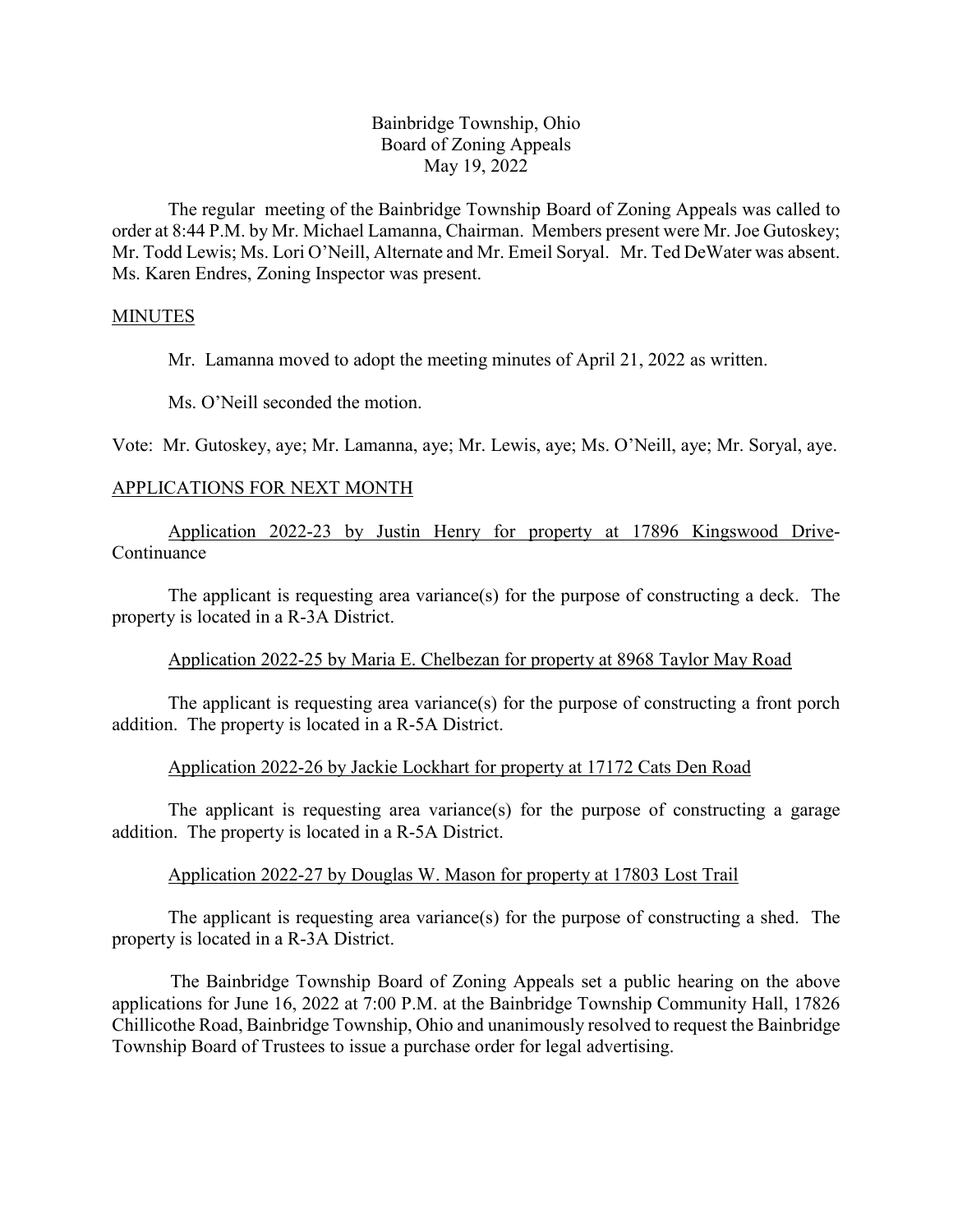Bainbridge Township, Ohio
Board of Zoning Appeals
May 19, 2022

The regular meeting of the Bainbridge Township Board of Zoning Appeals was called to order at 8:44 P.M. by Mr. Michael Lamanna, Chairman. Members present were Mr. Joe Gutoskey; Mr. Todd Lewis; Ms. Lori O'Neill, Alternate and Mr. Emeil Soryal. Mr. Ted DeWater was absent. Ms. Karen Endres, Zoning Inspector was present.

MINUTES

Mr. Lamanna moved to adopt the meeting minutes of April 21, 2022 as written.

Ms. O'Neill seconded the motion.

Vote: Mr. Gutoskey, aye; Mr. Lamanna, aye; Mr. Lewis, aye; Ms. O'Neill, aye; Mr. Soryal, aye.

APPLICATIONS FOR NEXT MONTH

Application 2022-23 by Justin Henry for property at 17896 Kingswood Drive-Continuance

The applicant is requesting area variance(s) for the purpose of constructing a deck. The property is located in a R-3A District.

Application 2022-25 by Maria E. Chelbezan for property at 8968 Taylor May Road

The applicant is requesting area variance(s) for the purpose of constructing a front porch addition. The property is located in a R-5A District.

Application 2022-26 by Jackie Lockhart for property at 17172 Cats Den Road

The applicant is requesting area variance(s) for the purpose of constructing a garage addition. The property is located in a R-5A District.

Application 2022-27 by Douglas W. Mason for property at 17803 Lost Trail

The applicant is requesting area variance(s) for the purpose of constructing a shed. The property is located in a R-3A District.

The Bainbridge Township Board of Zoning Appeals set a public hearing on the above applications for June 16, 2022 at 7:00 P.M. at the Bainbridge Township Community Hall, 17826 Chillicothe Road, Bainbridge Township, Ohio and unanimously resolved to request the Bainbridge Township Board of Trustees to issue a purchase order for legal advertising.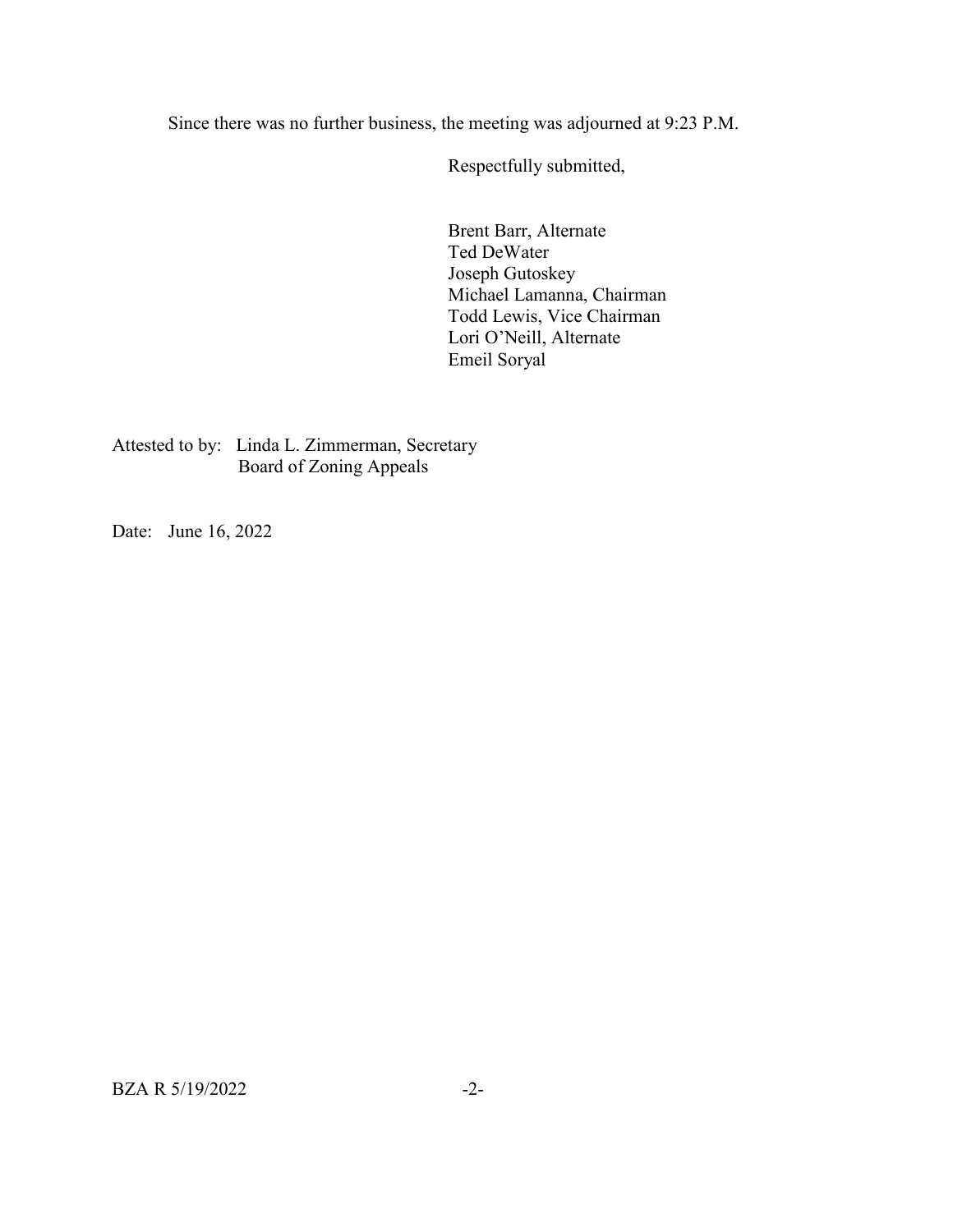Since there was no further business, the meeting was adjourned at 9:23 P.M.

Respectfully submitted,

Brent Barr, Alternate
Ted DeWater
Joseph Gutoskey
Michael Lamanna, Chairman
Todd Lewis, Vice Chairman
Lori O'Neill, Alternate
Emeil Soryal

Attested to by: Linda L. Zimmerman, Secretary
Board of Zoning Appeals

Date: June 16, 2022